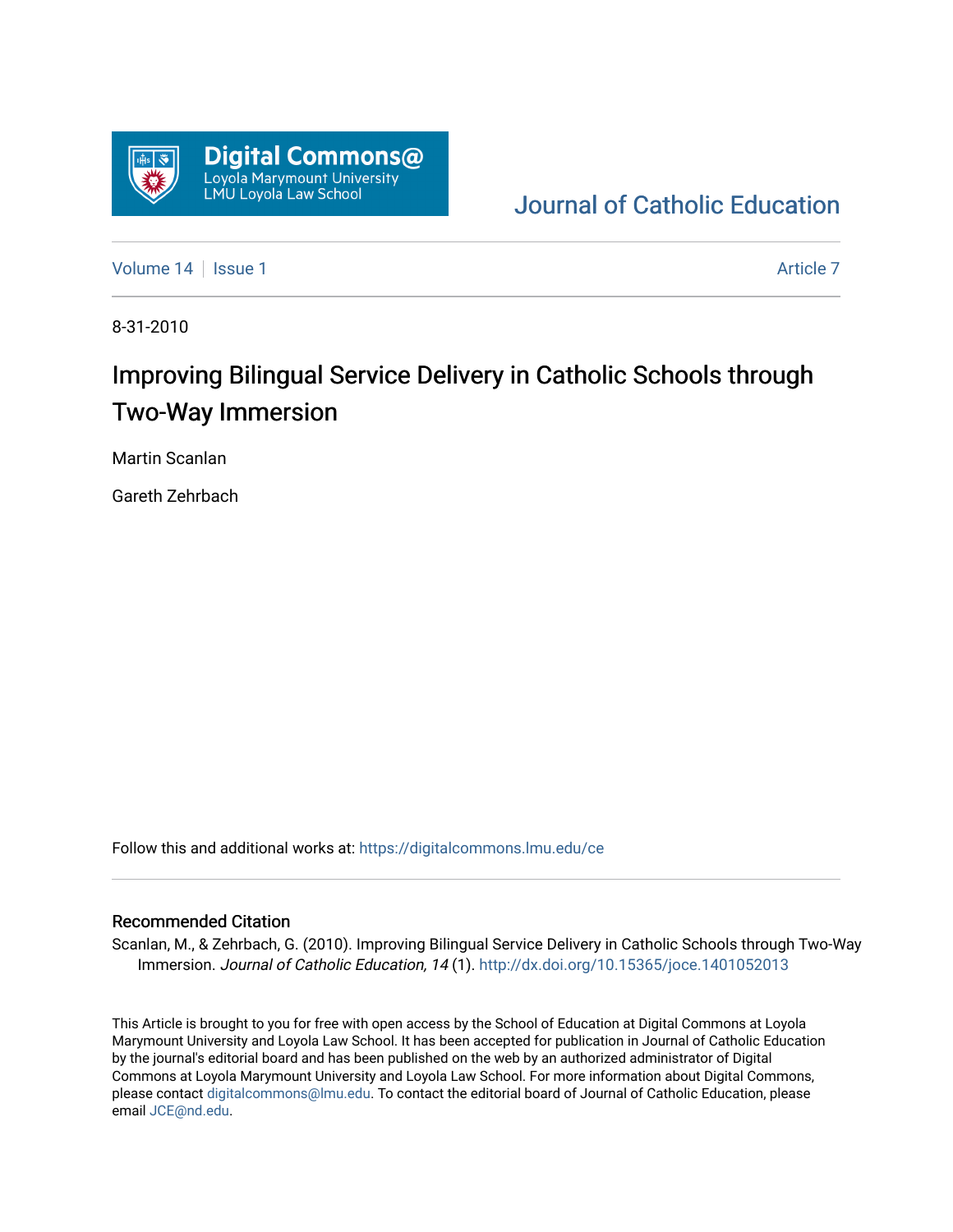Digital Commons@
Loyola Marymount University
LMU Loyola Law School

Journal of Catholic Education

Volume 14 | Issue 1 | Article 7

8-31-2010

# Improving Bilingual Service Delivery in Catholic Schools through Two-Way Immersion

Martin Scanlan

Gareth Zehrbach

Follow this and additional works at: https://digitalcommons.lmu.edu/ce

## Recommended Citation

Scanlan, M., & Zehrbach, G. (2010). Improving Bilingual Service Delivery in Catholic Schools through Two-Way Immersion. *Journal of Catholic Education, 14* (1). http://dx.doi.org/10.15365/joce.1401052013

This Article is brought to you for free with open access by the School of Education at Digital Commons at Loyola Marymount University and Loyola Law School. It has been accepted for publication in Journal of Catholic Education by the journal's editorial board and has been published on the web by an authorized administrator of Digital Commons at Loyola Marymount University and Loyola Law School. For more information about Digital Commons, please contact digitalcommons@lmu.edu. To contact the editorial board of Journal of Catholic Education, please email JCE@nd.edu.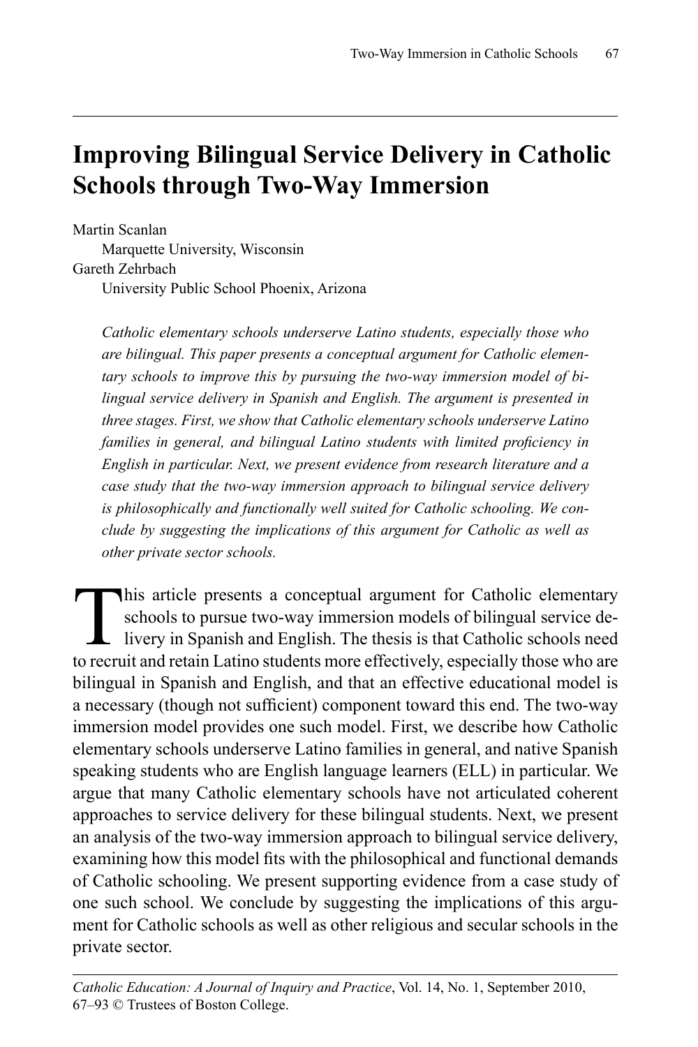# Improving Bilingual Service Delivery in Catholic Schools through Two-Way Immersion

Martin Scanlan
Marquette University, Wisconsin
Gareth Zehrbach
University Public School Phoenix, Arizona

*Catholic elementary schools underserve Latino students, especially those who are bilingual. This paper presents a conceptual argument for Catholic elementary schools to improve this by pursuing the two-way immersion model of bilingual service delivery in Spanish and English. The argument is presented in three stages. First, we show that Catholic elementary schools underserve Latino families in general, and bilingual Latino students with limited proficiency in English in particular. Next, we present evidence from research literature and a case study that the two-way immersion approach to bilingual service delivery is philosophically and functionally well suited for Catholic schooling. We conclude by suggesting the implications of this argument for Catholic as well as other private sector schools.*

This article presents a conceptual argument for Catholic elementary schools to pursue two-way immersion models of bilingual service delivery in Spanish and English. The thesis is that Catholic schools need to recruit and retain Latino students more effectively, especially those who are bilingual in Spanish and English, and that an effective educational model is a necessary (though not sufficient) component toward this end. The two-way immersion model provides one such model. First, we describe how Catholic elementary schools underserve Latino families in general, and native Spanish speaking students who are English language learners (ELL) in particular. We argue that many Catholic elementary schools have not articulated coherent approaches to service delivery for these bilingual students. Next, we present an analysis of the two-way immersion approach to bilingual service delivery, examining how this model fits with the philosophical and functional demands of Catholic schooling. We present supporting evidence from a case study of one such school. We conclude by suggesting the implications of this argument for Catholic schools as well as other religious and secular schools in the private sector.

*Catholic Education: A Journal of Inquiry and Practice*, Vol. 14, No. 1, September 2010, 67–93 © Trustees of Boston College.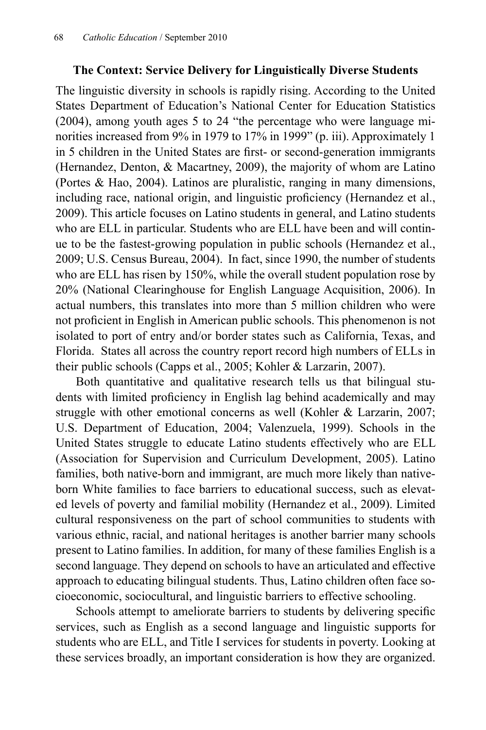## The Context: Service Delivery for Linguistically Diverse Students

The linguistic diversity in schools is rapidly rising. According to the United States Department of Education's National Center for Education Statistics (2004), among youth ages 5 to 24 "the percentage who were language minorities increased from 9% in 1979 to 17% in 1999" (p. iii). Approximately 1 in 5 children in the United States are first- or second-generation immigrants (Hernandez, Denton, & Macartney, 2009), the majority of whom are Latino (Portes & Hao, 2004). Latinos are pluralistic, ranging in many dimensions, including race, national origin, and linguistic proficiency (Hernandez et al., 2009). This article focuses on Latino students in general, and Latino students who are ELL in particular. Students who are ELL have been and will continue to be the fastest-growing population in public schools (Hernandez et al., 2009; U.S. Census Bureau, 2004). In fact, since 1990, the number of students who are ELL has risen by 150%, while the overall student population rose by 20% (National Clearinghouse for English Language Acquisition, 2006). In actual numbers, this translates into more than 5 million children who were not proficient in English in American public schools. This phenomenon is not isolated to port of entry and/or border states such as California, Texas, and Florida. States all across the country report record high numbers of ELLs in their public schools (Capps et al., 2005; Kohler & Larzarin, 2007).

Both quantitative and qualitative research tells us that bilingual students with limited proficiency in English lag behind academically and may struggle with other emotional concerns as well (Kohler & Larzarin, 2007; U.S. Department of Education, 2004; Valenzuela, 1999). Schools in the United States struggle to educate Latino students effectively who are ELL (Association for Supervision and Curriculum Development, 2005). Latino families, both native-born and immigrant, are much more likely than native-born White families to face barriers to educational success, such as elevated levels of poverty and familial mobility (Hernandez et al., 2009). Limited cultural responsiveness on the part of school communities to students with various ethnic, racial, and national heritages is another barrier many schools present to Latino families. In addition, for many of these families English is a second language. They depend on schools to have an articulated and effective approach to educating bilingual students. Thus, Latino children often face socioeconomic, sociocultural, and linguistic barriers to effective schooling.

Schools attempt to ameliorate barriers to students by delivering specific services, such as English as a second language and linguistic supports for students who are ELL, and Title I services for students in poverty. Looking at these services broadly, an important consideration is how they are organized.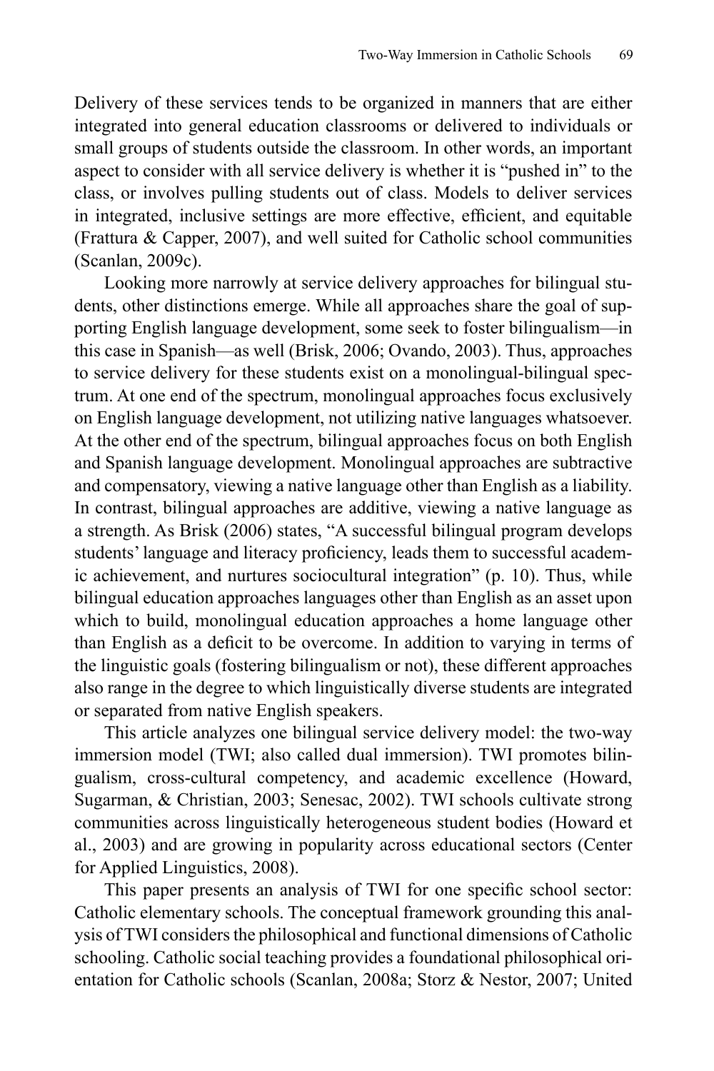Delivery of these services tends to be organized in manners that are either integrated into general education classrooms or delivered to individuals or small groups of students outside the classroom. In other words, an important aspect to consider with all service delivery is whether it is "pushed in" to the class, or involves pulling students out of class. Models to deliver services in integrated, inclusive settings are more effective, efficient, and equitable (Frattura & Capper, 2007), and well suited for Catholic school communities (Scanlan, 2009c).

Looking more narrowly at service delivery approaches for bilingual students, other distinctions emerge. While all approaches share the goal of supporting English language development, some seek to foster bilingualism—in this case in Spanish—as well (Brisk, 2006; Ovando, 2003). Thus, approaches to service delivery for these students exist on a monolingual-bilingual spectrum. At one end of the spectrum, monolingual approaches focus exclusively on English language development, not utilizing native languages whatsoever. At the other end of the spectrum, bilingual approaches focus on both English and Spanish language development. Monolingual approaches are subtractive and compensatory, viewing a native language other than English as a liability. In contrast, bilingual approaches are additive, viewing a native language as a strength. As Brisk (2006) states, "A successful bilingual program develops students' language and literacy proficiency, leads them to successful academic achievement, and nurtures sociocultural integration" (p. 10). Thus, while bilingual education approaches languages other than English as an asset upon which to build, monolingual education approaches a home language other than English as a deficit to be overcome. In addition to varying in terms of the linguistic goals (fostering bilingualism or not), these different approaches also range in the degree to which linguistically diverse students are integrated or separated from native English speakers.

This article analyzes one bilingual service delivery model: the two-way immersion model (TWI; also called dual immersion). TWI promotes bilingualism, cross-cultural competency, and academic excellence (Howard, Sugarman, & Christian, 2003; Senesac, 2002). TWI schools cultivate strong communities across linguistically heterogeneous student bodies (Howard et al., 2003) and are growing in popularity across educational sectors (Center for Applied Linguistics, 2008).

This paper presents an analysis of TWI for one specific school sector: Catholic elementary schools. The conceptual framework grounding this analysis of TWI considers the philosophical and functional dimensions of Catholic schooling. Catholic social teaching provides a foundational philosophical orientation for Catholic schools (Scanlan, 2008a; Storz & Nestor, 2007; United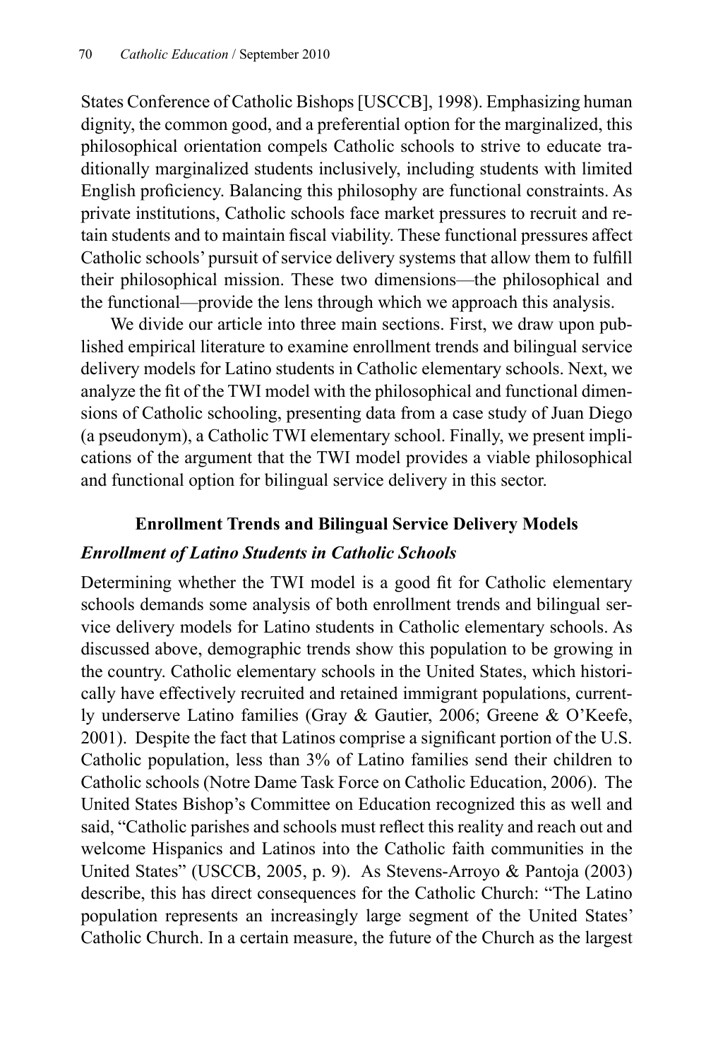States Conference of Catholic Bishops [USCCB], 1998). Emphasizing human dignity, the common good, and a preferential option for the marginalized, this philosophical orientation compels Catholic schools to strive to educate traditionally marginalized students inclusively, including students with limited English proficiency. Balancing this philosophy are functional constraints. As private institutions, Catholic schools face market pressures to recruit and retain students and to maintain fiscal viability. These functional pressures affect Catholic schools' pursuit of service delivery systems that allow them to fulfill their philosophical mission. These two dimensions—the philosophical and the functional—provide the lens through which we approach this analysis.

We divide our article into three main sections. First, we draw upon published empirical literature to examine enrollment trends and bilingual service delivery models for Latino students in Catholic elementary schools. Next, we analyze the fit of the TWI model with the philosophical and functional dimensions of Catholic schooling, presenting data from a case study of Juan Diego (a pseudonym), a Catholic TWI elementary school. Finally, we present implications of the argument that the TWI model provides a viable philosophical and functional option for bilingual service delivery in this sector.

## Enrollment Trends and Bilingual Service Delivery Models

### *Enrollment of Latino Students in Catholic Schools*

Determining whether the TWI model is a good fit for Catholic elementary schools demands some analysis of both enrollment trends and bilingual service delivery models for Latino students in Catholic elementary schools. As discussed above, demographic trends show this population to be growing in the country. Catholic elementary schools in the United States, which historically have effectively recruited and retained immigrant populations, currently underserve Latino families (Gray & Gautier, 2006; Greene & O'Keefe, 2001). Despite the fact that Latinos comprise a significant portion of the U.S. Catholic population, less than 3% of Latino families send their children to Catholic schools (Notre Dame Task Force on Catholic Education, 2006). The United States Bishop's Committee on Education recognized this as well and said, "Catholic parishes and schools must reflect this reality and reach out and welcome Hispanics and Latinos into the Catholic faith communities in the United States" (USCCB, 2005, p. 9). As Stevens-Arroyo & Pantoja (2003) describe, this has direct consequences for the Catholic Church: "The Latino population represents an increasingly large segment of the United States' Catholic Church. In a certain measure, the future of the Church as the largest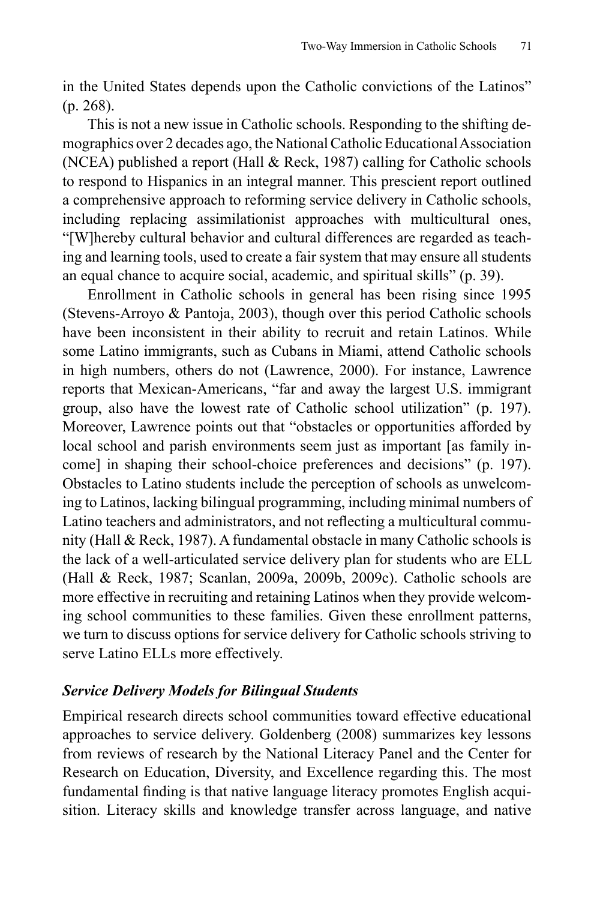in the United States depends upon the Catholic convictions of the Latinos" (p. 268).

This is not a new issue in Catholic schools. Responding to the shifting demographics over 2 decades ago, the National Catholic Educational Association (NCEA) published a report (Hall & Reck, 1987) calling for Catholic schools to respond to Hispanics in an integral manner. This prescient report outlined a comprehensive approach to reforming service delivery in Catholic schools, including replacing assimilationist approaches with multicultural ones, "[W]hereby cultural behavior and cultural differences are regarded as teaching and learning tools, used to create a fair system that may ensure all students an equal chance to acquire social, academic, and spiritual skills" (p. 39).

Enrollment in Catholic schools in general has been rising since 1995 (Stevens-Arroyo & Pantoja, 2003), though over this period Catholic schools have been inconsistent in their ability to recruit and retain Latinos. While some Latino immigrants, such as Cubans in Miami, attend Catholic schools in high numbers, others do not (Lawrence, 2000). For instance, Lawrence reports that Mexican-Americans, "far and away the largest U.S. immigrant group, also have the lowest rate of Catholic school utilization" (p. 197). Moreover, Lawrence points out that "obstacles or opportunities afforded by local school and parish environments seem just as important [as family income] in shaping their school-choice preferences and decisions" (p. 197). Obstacles to Latino students include the perception of schools as unwelcoming to Latinos, lacking bilingual programming, including minimal numbers of Latino teachers and administrators, and not reflecting a multicultural community (Hall & Reck, 1987). A fundamental obstacle in many Catholic schools is the lack of a well-articulated service delivery plan for students who are ELL (Hall & Reck, 1987; Scanlan, 2009a, 2009b, 2009c). Catholic schools are more effective in recruiting and retaining Latinos when they provide welcoming school communities to these families. Given these enrollment patterns, we turn to discuss options for service delivery for Catholic schools striving to serve Latino ELLs more effectively.

### *Service Delivery Models for Bilingual Students*

Empirical research directs school communities toward effective educational approaches to service delivery. Goldenberg (2008) summarizes key lessons from reviews of research by the National Literacy Panel and the Center for Research on Education, Diversity, and Excellence regarding this. The most fundamental finding is that native language literacy promotes English acquisition. Literacy skills and knowledge transfer across language, and native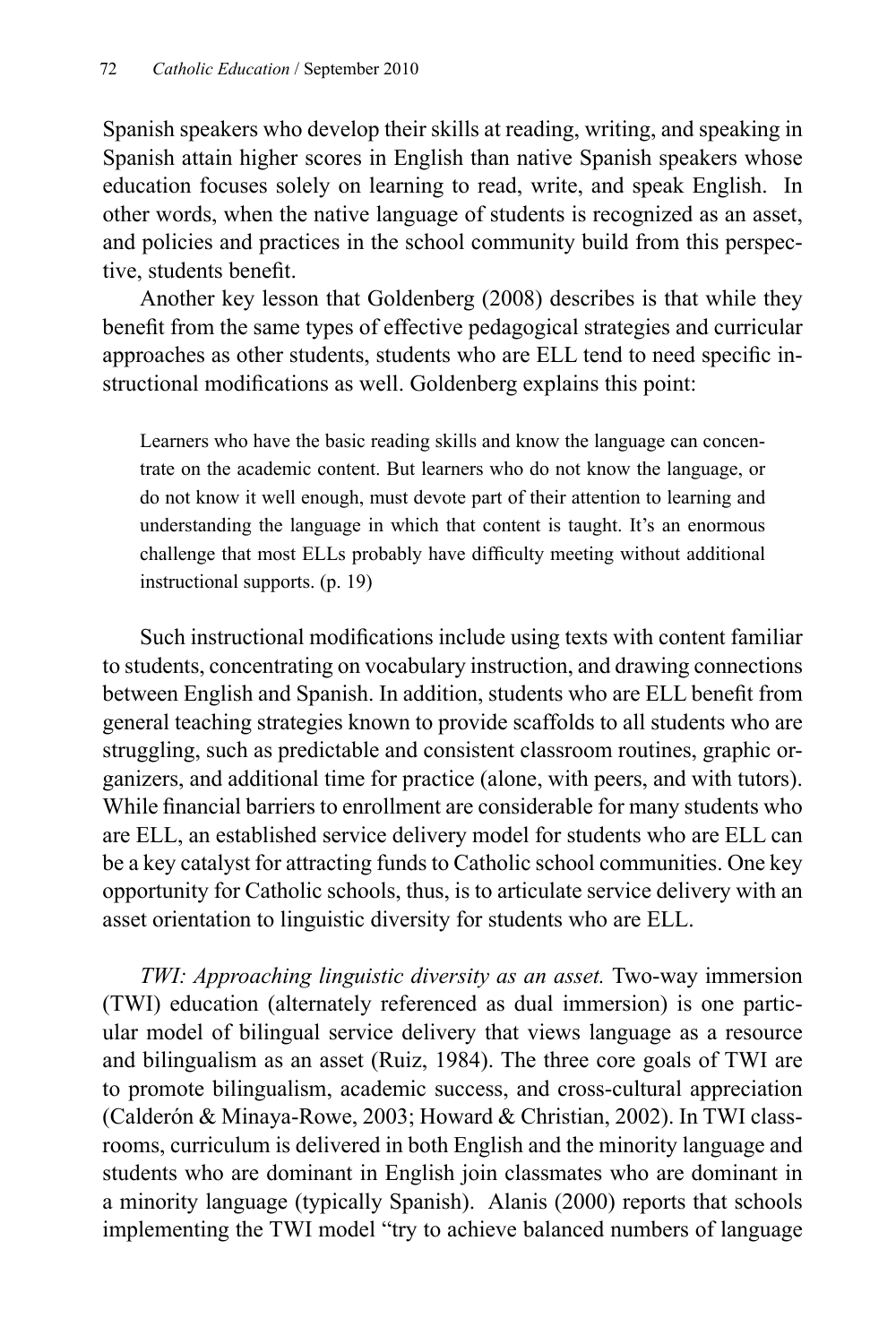Spanish speakers who develop their skills at reading, writing, and speaking in Spanish attain higher scores in English than native Spanish speakers whose education focuses solely on learning to read, write, and speak English. In other words, when the native language of students is recognized as an asset, and policies and practices in the school community build from this perspective, students benefit.

Another key lesson that Goldenberg (2008) describes is that while they benefit from the same types of effective pedagogical strategies and curricular approaches as other students, students who are ELL tend to need specific instructional modifications as well. Goldenberg explains this point:

> Learners who have the basic reading skills and know the language can concentrate on the academic content. But learners who do not know the language, or do not know it well enough, must devote part of their attention to learning and understanding the language in which that content is taught. It's an enormous challenge that most ELLs probably have difficulty meeting without additional instructional supports. (p. 19)

Such instructional modifications include using texts with content familiar to students, concentrating on vocabulary instruction, and drawing connections between English and Spanish. In addition, students who are ELL benefit from general teaching strategies known to provide scaffolds to all students who are struggling, such as predictable and consistent classroom routines, graphic organizers, and additional time for practice (alone, with peers, and with tutors). While financial barriers to enrollment are considerable for many students who are ELL, an established service delivery model for students who are ELL can be a key catalyst for attracting funds to Catholic school communities. One key opportunity for Catholic schools, thus, is to articulate service delivery with an asset orientation to linguistic diversity for students who are ELL.

*TWI: Approaching linguistic diversity as an asset.* Two-way immersion (TWI) education (alternately referenced as dual immersion) is one particular model of bilingual service delivery that views language as a resource and bilingualism as an asset (Ruiz, 1984). The three core goals of TWI are to promote bilingualism, academic success, and cross-cultural appreciation (Calderón & Minaya-Rowe, 2003; Howard & Christian, 2002). In TWI classrooms, curriculum is delivered in both English and the minority language and students who are dominant in English join classmates who are dominant in a minority language (typically Spanish). Alanis (2000) reports that schools implementing the TWI model "try to achieve balanced numbers of language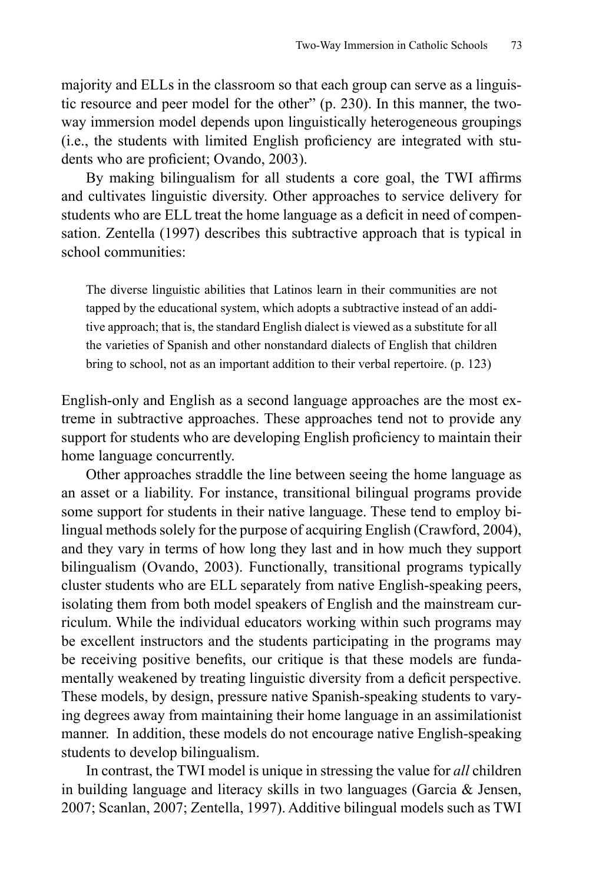majority and ELLs in the classroom so that each group can serve as a linguistic resource and peer model for the other" (p. 230). In this manner, the two-way immersion model depends upon linguistically heterogeneous groupings (i.e., the students with limited English proficiency are integrated with students who are proficient; Ovando, 2003).

By making bilingualism for all students a core goal, the TWI affirms and cultivates linguistic diversity. Other approaches to service delivery for students who are ELL treat the home language as a deficit in need of compensation. Zentella (1997) describes this subtractive approach that is typical in school communities:

> The diverse linguistic abilities that Latinos learn in their communities are not tapped by the educational system, which adopts a subtractive instead of an additive approach; that is, the standard English dialect is viewed as a substitute for all the varieties of Spanish and other nonstandard dialects of English that children bring to school, not as an important addition to their verbal repertoire. (p. 123)

English-only and English as a second language approaches are the most extreme in subtractive approaches. These approaches tend not to provide any support for students who are developing English proficiency to maintain their home language concurrently.

Other approaches straddle the line between seeing the home language as an asset or a liability. For instance, transitional bilingual programs provide some support for students in their native language. These tend to employ bilingual methods solely for the purpose of acquiring English (Crawford, 2004), and they vary in terms of how long they last and in how much they support bilingualism (Ovando, 2003). Functionally, transitional programs typically cluster students who are ELL separately from native English-speaking peers, isolating them from both model speakers of English and the mainstream curriculum. While the individual educators working within such programs may be excellent instructors and the students participating in the programs may be receiving positive benefits, our critique is that these models are fundamentally weakened by treating linguistic diversity from a deficit perspective. These models, by design, pressure native Spanish-speaking students to varying degrees away from maintaining their home language in an assimilationist manner. In addition, these models do not encourage native English-speaking students to develop bilingualism.

In contrast, the TWI model is unique in stressing the value for *all* children in building language and literacy skills in two languages (Garcia & Jensen, 2007; Scanlan, 2007; Zentella, 1997). Additive bilingual models such as TWI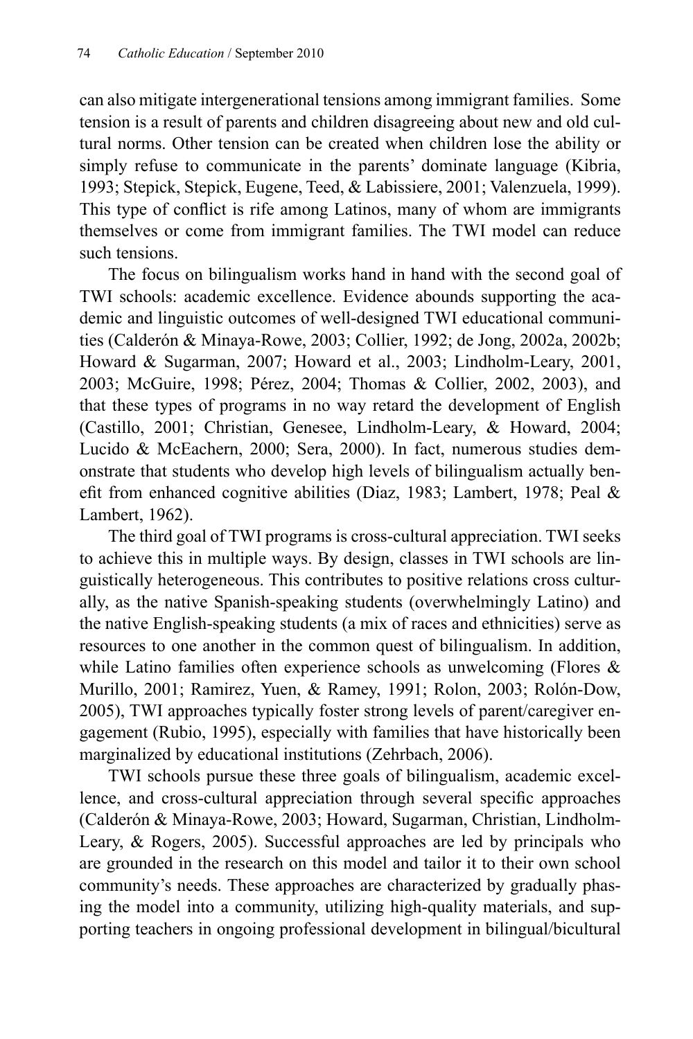can also mitigate intergenerational tensions among immigrant families. Some tension is a result of parents and children disagreeing about new and old cultural norms. Other tension can be created when children lose the ability or simply refuse to communicate in the parents' dominate language (Kibria, 1993; Stepick, Stepick, Eugene, Teed, & Labissiere, 2001; Valenzuela, 1999). This type of conflict is rife among Latinos, many of whom are immigrants themselves or come from immigrant families. The TWI model can reduce such tensions.

The focus on bilingualism works hand in hand with the second goal of TWI schools: academic excellence. Evidence abounds supporting the academic and linguistic outcomes of well-designed TWI educational communities (Calderón & Minaya-Rowe, 2003; Collier, 1992; de Jong, 2002a, 2002b; Howard & Sugarman, 2007; Howard et al., 2003; Lindholm-Leary, 2001, 2003; McGuire, 1998; Pérez, 2004; Thomas & Collier, 2002, 2003), and that these types of programs in no way retard the development of English (Castillo, 2001; Christian, Genesee, Lindholm-Leary, & Howard, 2004; Lucido & McEachern, 2000; Sera, 2000). In fact, numerous studies demonstrate that students who develop high levels of bilingualism actually benefit from enhanced cognitive abilities (Diaz, 1983; Lambert, 1978; Peal & Lambert, 1962).

The third goal of TWI programs is cross-cultural appreciation. TWI seeks to achieve this in multiple ways. By design, classes in TWI schools are linguistically heterogeneous. This contributes to positive relations cross culturally, as the native Spanish-speaking students (overwhelmingly Latino) and the native English-speaking students (a mix of races and ethnicities) serve as resources to one another in the common quest of bilingualism. In addition, while Latino families often experience schools as unwelcoming (Flores & Murillo, 2001; Ramirez, Yuen, & Ramey, 1991; Rolon, 2003; Rolón-Dow, 2005), TWI approaches typically foster strong levels of parent/caregiver engagement (Rubio, 1995), especially with families that have historically been marginalized by educational institutions (Zehrbach, 2006).

TWI schools pursue these three goals of bilingualism, academic excellence, and cross-cultural appreciation through several specific approaches (Calderón & Minaya-Rowe, 2003; Howard, Sugarman, Christian, Lindholm-Leary, & Rogers, 2005). Successful approaches are led by principals who are grounded in the research on this model and tailor it to their own school community's needs. These approaches are characterized by gradually phasing the model into a community, utilizing high-quality materials, and supporting teachers in ongoing professional development in bilingual/bicultural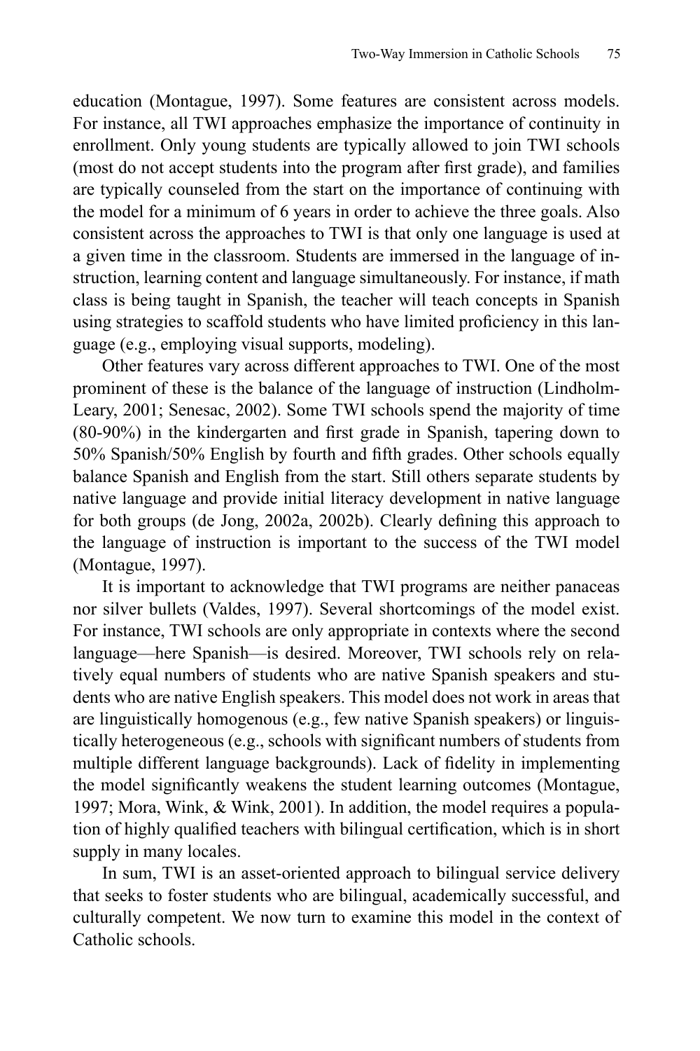education (Montague, 1997). Some features are consistent across models. For instance, all TWI approaches emphasize the importance of continuity in enrollment. Only young students are typically allowed to join TWI schools (most do not accept students into the program after first grade), and families are typically counseled from the start on the importance of continuing with the model for a minimum of 6 years in order to achieve the three goals. Also consistent across the approaches to TWI is that only one language is used at a given time in the classroom. Students are immersed in the language of instruction, learning content and language simultaneously. For instance, if math class is being taught in Spanish, the teacher will teach concepts in Spanish using strategies to scaffold students who have limited proficiency in this language (e.g., employing visual supports, modeling).

Other features vary across different approaches to TWI. One of the most prominent of these is the balance of the language of instruction (Lindholm-Leary, 2001; Senesac, 2002). Some TWI schools spend the majority of time (80-90%) in the kindergarten and first grade in Spanish, tapering down to 50% Spanish/50% English by fourth and fifth grades. Other schools equally balance Spanish and English from the start. Still others separate students by native language and provide initial literacy development in native language for both groups (de Jong, 2002a, 2002b). Clearly defining this approach to the language of instruction is important to the success of the TWI model (Montague, 1997).

It is important to acknowledge that TWI programs are neither panaceas nor silver bullets (Valdes, 1997). Several shortcomings of the model exist. For instance, TWI schools are only appropriate in contexts where the second language—here Spanish—is desired. Moreover, TWI schools rely on relatively equal numbers of students who are native Spanish speakers and students who are native English speakers. This model does not work in areas that are linguistically homogenous (e.g., few native Spanish speakers) or linguistically heterogeneous (e.g., schools with significant numbers of students from multiple different language backgrounds). Lack of fidelity in implementing the model significantly weakens the student learning outcomes (Montague, 1997; Mora, Wink, & Wink, 2001). In addition, the model requires a population of highly qualified teachers with bilingual certification, which is in short supply in many locales.

In sum, TWI is an asset-oriented approach to bilingual service delivery that seeks to foster students who are bilingual, academically successful, and culturally competent. We now turn to examine this model in the context of Catholic schools.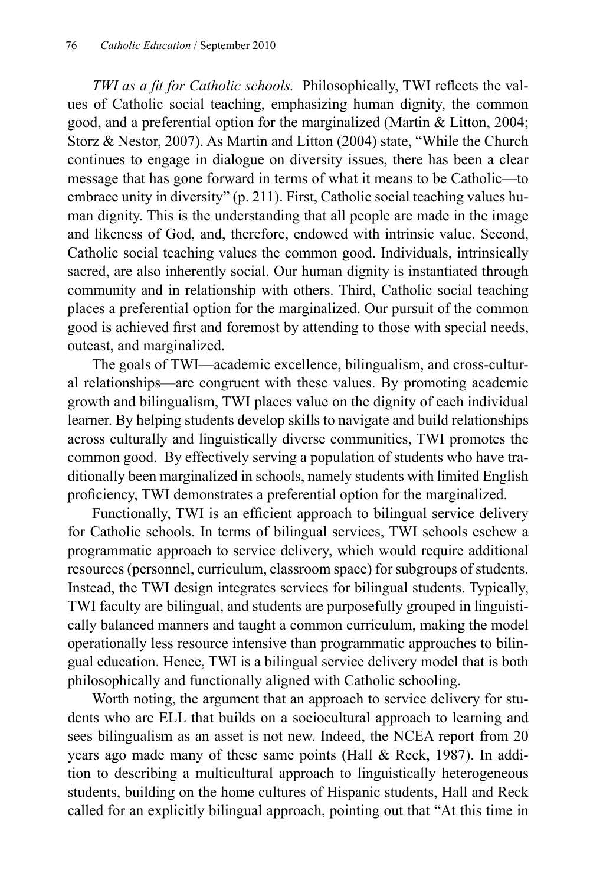*TWI as a fit for Catholic schools.* Philosophically, TWI reflects the values of Catholic social teaching, emphasizing human dignity, the common good, and a preferential option for the marginalized (Martin & Litton, 2004; Storz & Nestor, 2007). As Martin and Litton (2004) state, "While the Church continues to engage in dialogue on diversity issues, there has been a clear message that has gone forward in terms of what it means to be Catholic—to embrace unity in diversity" (p. 211). First, Catholic social teaching values human dignity. This is the understanding that all people are made in the image and likeness of God, and, therefore, endowed with intrinsic value. Second, Catholic social teaching values the common good. Individuals, intrinsically sacred, are also inherently social. Our human dignity is instantiated through community and in relationship with others. Third, Catholic social teaching places a preferential option for the marginalized. Our pursuit of the common good is achieved first and foremost by attending to those with special needs, outcast, and marginalized.

The goals of TWI—academic excellence, bilingualism, and cross-cultural relationships—are congruent with these values. By promoting academic growth and bilingualism, TWI places value on the dignity of each individual learner. By helping students develop skills to navigate and build relationships across culturally and linguistically diverse communities, TWI promotes the common good. By effectively serving a population of students who have traditionally been marginalized in schools, namely students with limited English proficiency, TWI demonstrates a preferential option for the marginalized.

Functionally, TWI is an efficient approach to bilingual service delivery for Catholic schools. In terms of bilingual services, TWI schools eschew a programmatic approach to service delivery, which would require additional resources (personnel, curriculum, classroom space) for subgroups of students. Instead, the TWI design integrates services for bilingual students. Typically, TWI faculty are bilingual, and students are purposefully grouped in linguistically balanced manners and taught a common curriculum, making the model operationally less resource intensive than programmatic approaches to bilingual education. Hence, TWI is a bilingual service delivery model that is both philosophically and functionally aligned with Catholic schooling.

Worth noting, the argument that an approach to service delivery for students who are ELL that builds on a sociocultural approach to learning and sees bilingualism as an asset is not new. Indeed, the NCEA report from 20 years ago made many of these same points (Hall & Reck, 1987). In addition to describing a multicultural approach to linguistically heterogeneous students, building on the home cultures of Hispanic students, Hall and Reck called for an explicitly bilingual approach, pointing out that "At this time in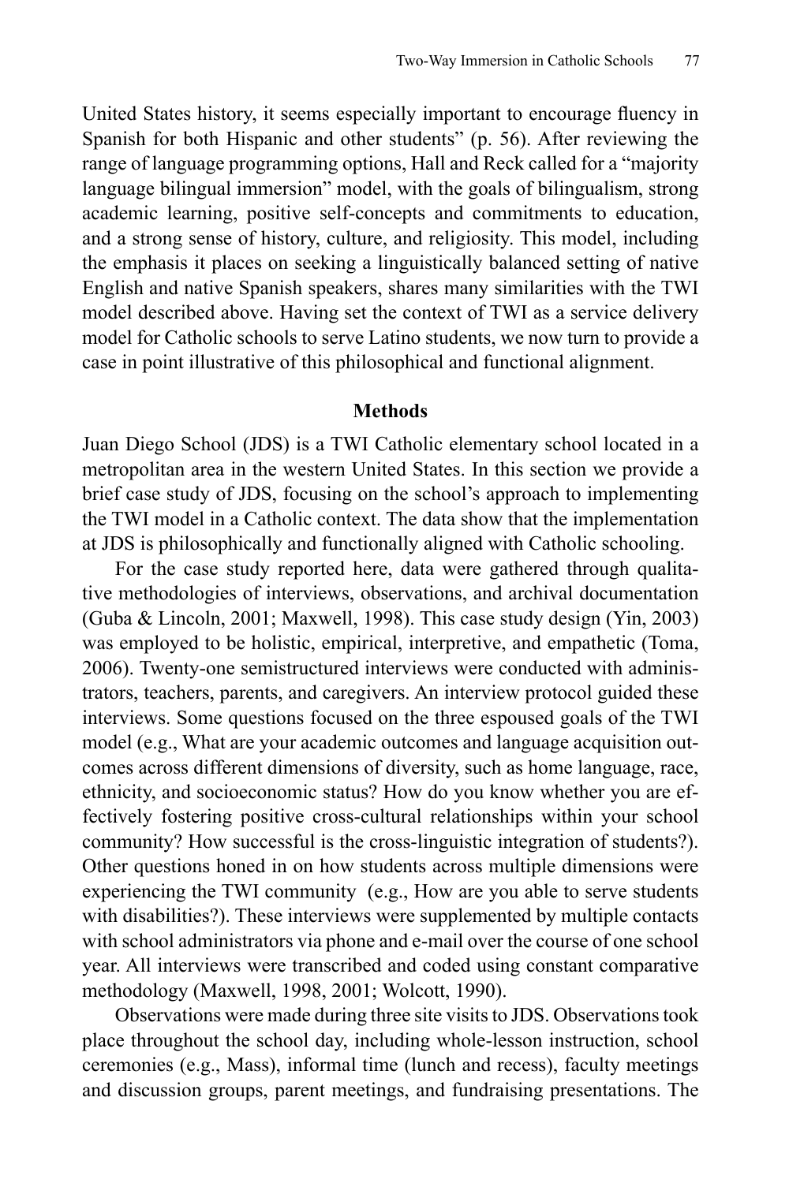United States history, it seems especially important to encourage fluency in Spanish for both Hispanic and other students" (p. 56). After reviewing the range of language programming options, Hall and Reck called for a "majority language bilingual immersion" model, with the goals of bilingualism, strong academic learning, positive self-concepts and commitments to education, and a strong sense of history, culture, and religiosity. This model, including the emphasis it places on seeking a linguistically balanced setting of native English and native Spanish speakers, shares many similarities with the TWI model described above. Having set the context of TWI as a service delivery model for Catholic schools to serve Latino students, we now turn to provide a case in point illustrative of this philosophical and functional alignment.

## Methods

Juan Diego School (JDS) is a TWI Catholic elementary school located in a metropolitan area in the western United States. In this section we provide a brief case study of JDS, focusing on the school's approach to implementing the TWI model in a Catholic context. The data show that the implementation at JDS is philosophically and functionally aligned with Catholic schooling.

For the case study reported here, data were gathered through qualitative methodologies of interviews, observations, and archival documentation (Guba & Lincoln, 2001; Maxwell, 1998). This case study design (Yin, 2003) was employed to be holistic, empirical, interpretive, and empathetic (Toma, 2006). Twenty-one semistructured interviews were conducted with administrators, teachers, parents, and caregivers. An interview protocol guided these interviews. Some questions focused on the three espoused goals of the TWI model (e.g., What are your academic outcomes and language acquisition outcomes across different dimensions of diversity, such as home language, race, ethnicity, and socioeconomic status? How do you know whether you are effectively fostering positive cross-cultural relationships within your school community? How successful is the cross-linguistic integration of students?). Other questions honed in on how students across multiple dimensions were experiencing the TWI community (e.g., How are you able to serve students with disabilities?). These interviews were supplemented by multiple contacts with school administrators via phone and e-mail over the course of one school year. All interviews were transcribed and coded using constant comparative methodology (Maxwell, 1998, 2001; Wolcott, 1990).

Observations were made during three site visits to JDS. Observations took place throughout the school day, including whole-lesson instruction, school ceremonies (e.g., Mass), informal time (lunch and recess), faculty meetings and discussion groups, parent meetings, and fundraising presentations. The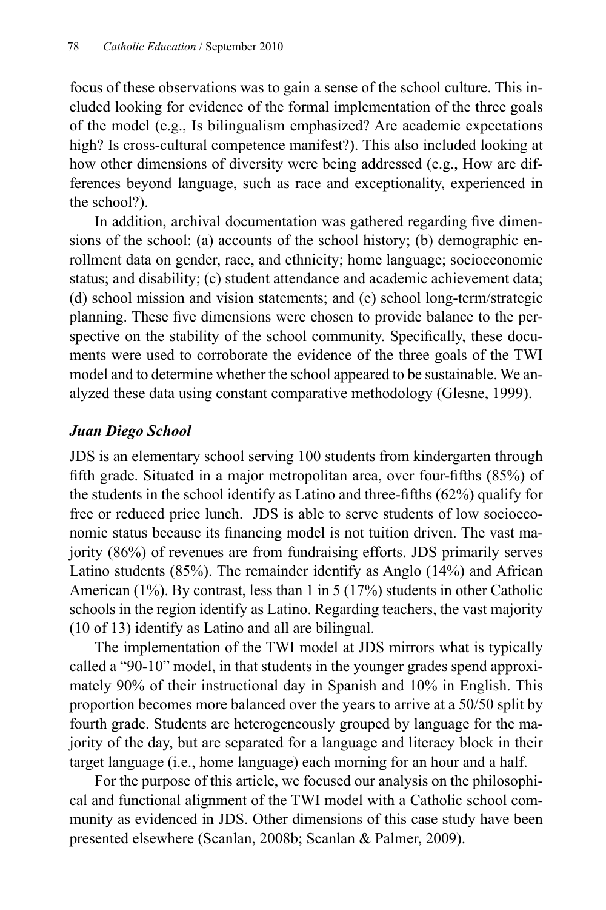focus of these observations was to gain a sense of the school culture. This included looking for evidence of the formal implementation of the three goals of the model (e.g., Is bilingualism emphasized? Are academic expectations high? Is cross-cultural competence manifest?). This also included looking at how other dimensions of diversity were being addressed (e.g., How are differences beyond language, such as race and exceptionality, experienced in the school?).

In addition, archival documentation was gathered regarding five dimensions of the school: (a) accounts of the school history; (b) demographic enrollment data on gender, race, and ethnicity; home language; socioeconomic status; and disability; (c) student attendance and academic achievement data; (d) school mission and vision statements; and (e) school long-term/strategic planning. These five dimensions were chosen to provide balance to the perspective on the stability of the school community. Specifically, these documents were used to corroborate the evidence of the three goals of the TWI model and to determine whether the school appeared to be sustainable. We analyzed these data using constant comparative methodology (Glesne, 1999).

### *Juan Diego School*

JDS is an elementary school serving 100 students from kindergarten through fifth grade. Situated in a major metropolitan area, over four-fifths (85%) of the students in the school identify as Latino and three-fifths (62%) qualify for free or reduced price lunch. JDS is able to serve students of low socioeconomic status because its financing model is not tuition driven. The vast majority (86%) of revenues are from fundraising efforts. JDS primarily serves Latino students (85%). The remainder identify as Anglo (14%) and African American (1%). By contrast, less than 1 in 5 (17%) students in other Catholic schools in the region identify as Latino. Regarding teachers, the vast majority (10 of 13) identify as Latino and all are bilingual.

The implementation of the TWI model at JDS mirrors what is typically called a "90-10" model, in that students in the younger grades spend approximately 90% of their instructional day in Spanish and 10% in English. This proportion becomes more balanced over the years to arrive at a 50/50 split by fourth grade. Students are heterogeneously grouped by language for the majority of the day, but are separated for a language and literacy block in their target language (i.e., home language) each morning for an hour and a half.

For the purpose of this article, we focused our analysis on the philosophical and functional alignment of the TWI model with a Catholic school community as evidenced in JDS. Other dimensions of this case study have been presented elsewhere (Scanlan, 2008b; Scanlan & Palmer, 2009).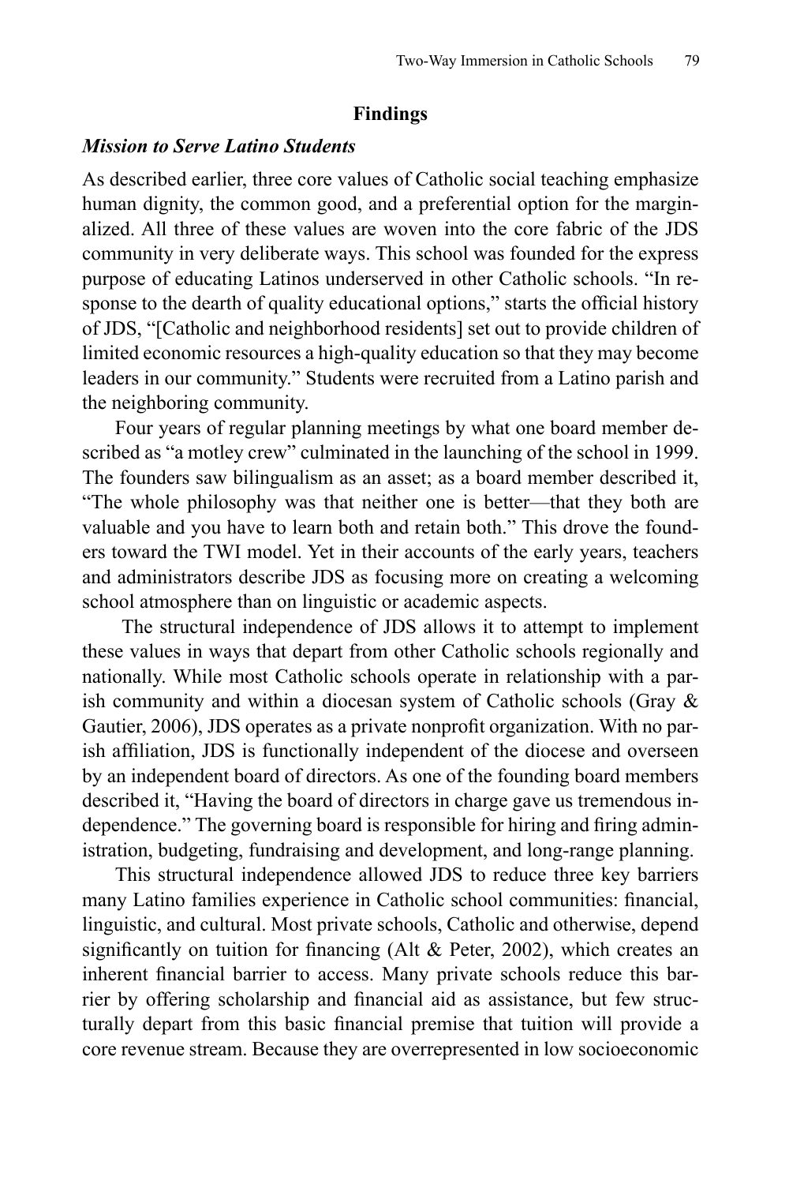## Findings

### *Mission to Serve Latino Students*

As described earlier, three core values of Catholic social teaching emphasize human dignity, the common good, and a preferential option for the marginalized. All three of these values are woven into the core fabric of the JDS community in very deliberate ways. This school was founded for the express purpose of educating Latinos underserved in other Catholic schools. "In response to the dearth of quality educational options," starts the official history of JDS, "[Catholic and neighborhood residents] set out to provide children of limited economic resources a high-quality education so that they may become leaders in our community." Students were recruited from a Latino parish and the neighboring community.

Four years of regular planning meetings by what one board member described as "a motley crew" culminated in the launching of the school in 1999. The founders saw bilingualism as an asset; as a board member described it, "The whole philosophy was that neither one is better—that they both are valuable and you have to learn both and retain both." This drove the founders toward the TWI model. Yet in their accounts of the early years, teachers and administrators describe JDS as focusing more on creating a welcoming school atmosphere than on linguistic or academic aspects.

The structural independence of JDS allows it to attempt to implement these values in ways that depart from other Catholic schools regionally and nationally. While most Catholic schools operate in relationship with a parish community and within a diocesan system of Catholic schools (Gray & Gautier, 2006), JDS operates as a private nonprofit organization. With no parish affiliation, JDS is functionally independent of the diocese and overseen by an independent board of directors. As one of the founding board members described it, "Having the board of directors in charge gave us tremendous independence." The governing board is responsible for hiring and firing administration, budgeting, fundraising and development, and long-range planning.

This structural independence allowed JDS to reduce three key barriers many Latino families experience in Catholic school communities: financial, linguistic, and cultural. Most private schools, Catholic and otherwise, depend significantly on tuition for financing (Alt & Peter, 2002), which creates an inherent financial barrier to access. Many private schools reduce this barrier by offering scholarship and financial aid as assistance, but few structurally depart from this basic financial premise that tuition will provide a core revenue stream. Because they are overrepresented in low socioeconomic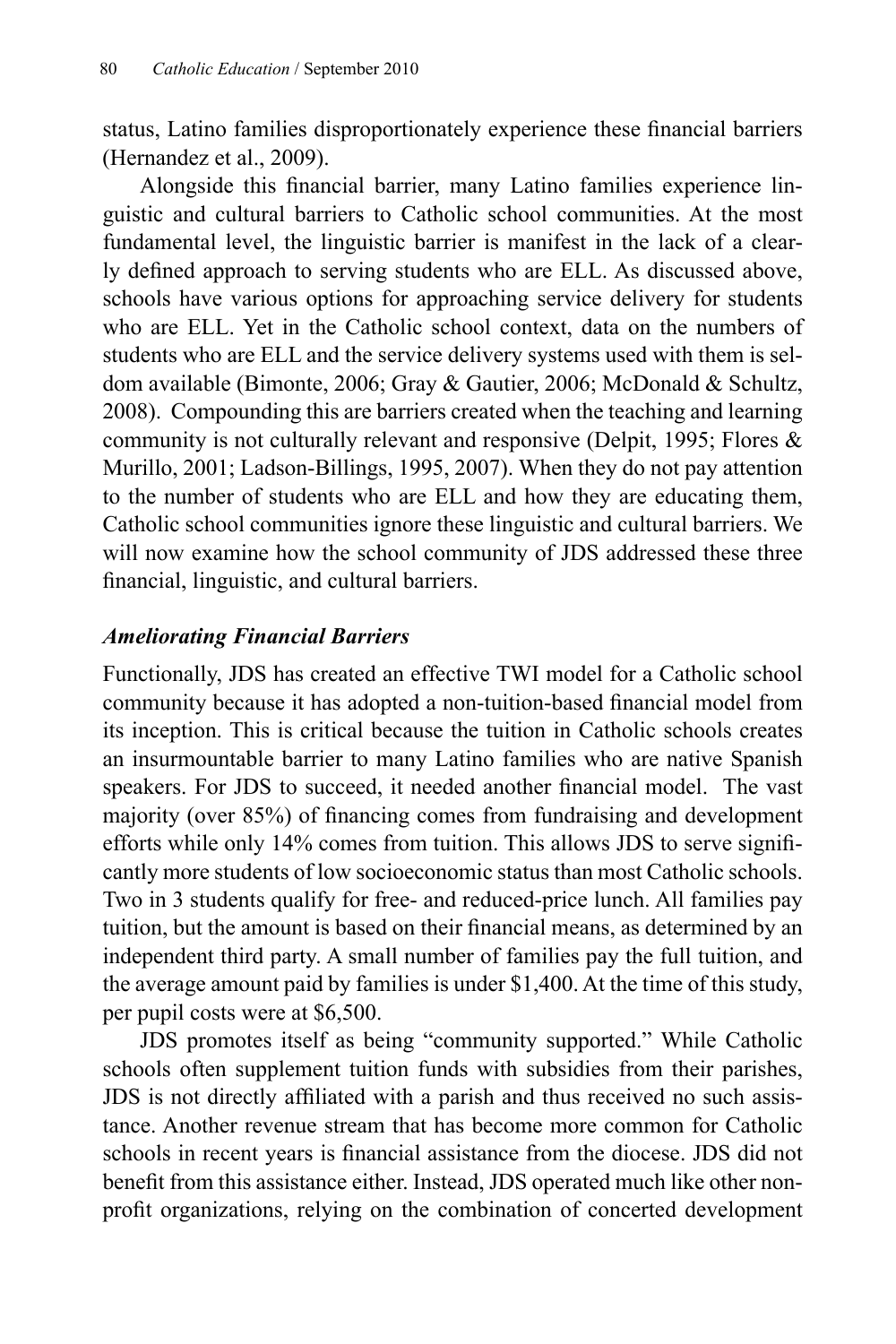status, Latino families disproportionately experience these financial barriers (Hernandez et al., 2009).

Alongside this financial barrier, many Latino families experience linguistic and cultural barriers to Catholic school communities. At the most fundamental level, the linguistic barrier is manifest in the lack of a clearly defined approach to serving students who are ELL. As discussed above, schools have various options for approaching service delivery for students who are ELL. Yet in the Catholic school context, data on the numbers of students who are ELL and the service delivery systems used with them is seldom available (Bimonte, 2006; Gray & Gautier, 2006; McDonald & Schultz, 2008). Compounding this are barriers created when the teaching and learning community is not culturally relevant and responsive (Delpit, 1995; Flores & Murillo, 2001; Ladson-Billings, 1995, 2007). When they do not pay attention to the number of students who are ELL and how they are educating them, Catholic school communities ignore these linguistic and cultural barriers. We will now examine how the school community of JDS addressed these three financial, linguistic, and cultural barriers.

### *Ameliorating Financial Barriers*

Functionally, JDS has created an effective TWI model for a Catholic school community because it has adopted a non-tuition-based financial model from its inception. This is critical because the tuition in Catholic schools creates an insurmountable barrier to many Latino families who are native Spanish speakers. For JDS to succeed, it needed another financial model. The vast majority (over 85%) of financing comes from fundraising and development efforts while only 14% comes from tuition. This allows JDS to serve significantly more students of low socioeconomic status than most Catholic schools. Two in 3 students qualify for free- and reduced-price lunch. All families pay tuition, but the amount is based on their financial means, as determined by an independent third party. A small number of families pay the full tuition, and the average amount paid by families is under $1,400. At the time of this study, per pupil costs were at $6,500.

JDS promotes itself as being "community supported." While Catholic schools often supplement tuition funds with subsidies from their parishes, JDS is not directly affiliated with a parish and thus received no such assistance. Another revenue stream that has become more common for Catholic schools in recent years is financial assistance from the diocese. JDS did not benefit from this assistance either. Instead, JDS operated much like other non-profit organizations, relying on the combination of concerted development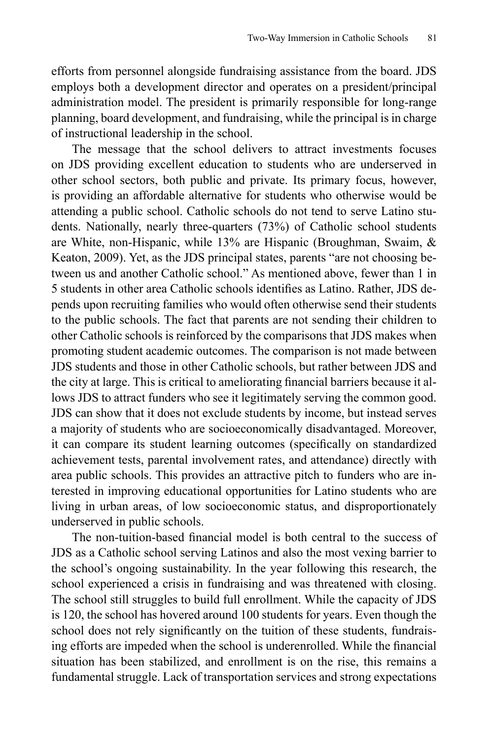efforts from personnel alongside fundraising assistance from the board. JDS employs both a development director and operates on a president/principal administration model. The president is primarily responsible for long-range planning, board development, and fundraising, while the principal is in charge of instructional leadership in the school.

The message that the school delivers to attract investments focuses on JDS providing excellent education to students who are underserved in other school sectors, both public and private. Its primary focus, however, is providing an affordable alternative for students who otherwise would be attending a public school. Catholic schools do not tend to serve Latino students. Nationally, nearly three-quarters (73%) of Catholic school students are White, non-Hispanic, while 13% are Hispanic (Broughman, Swaim, & Keaton, 2009). Yet, as the JDS principal states, parents "are not choosing between us and another Catholic school." As mentioned above, fewer than 1 in 5 students in other area Catholic schools identifies as Latino. Rather, JDS depends upon recruiting families who would often otherwise send their students to the public schools. The fact that parents are not sending their children to other Catholic schools is reinforced by the comparisons that JDS makes when promoting student academic outcomes. The comparison is not made between JDS students and those in other Catholic schools, but rather between JDS and the city at large. This is critical to ameliorating financial barriers because it allows JDS to attract funders who see it legitimately serving the common good. JDS can show that it does not exclude students by income, but instead serves a majority of students who are socioeconomically disadvantaged. Moreover, it can compare its student learning outcomes (specifically on standardized achievement tests, parental involvement rates, and attendance) directly with area public schools. This provides an attractive pitch to funders who are interested in improving educational opportunities for Latino students who are living in urban areas, of low socioeconomic status, and disproportionately underserved in public schools.

The non-tuition-based financial model is both central to the success of JDS as a Catholic school serving Latinos and also the most vexing barrier to the school's ongoing sustainability. In the year following this research, the school experienced a crisis in fundraising and was threatened with closing. The school still struggles to build full enrollment. While the capacity of JDS is 120, the school has hovered around 100 students for years. Even though the school does not rely significantly on the tuition of these students, fundraising efforts are impeded when the school is underenrolled. While the financial situation has been stabilized, and enrollment is on the rise, this remains a fundamental struggle. Lack of transportation services and strong expectations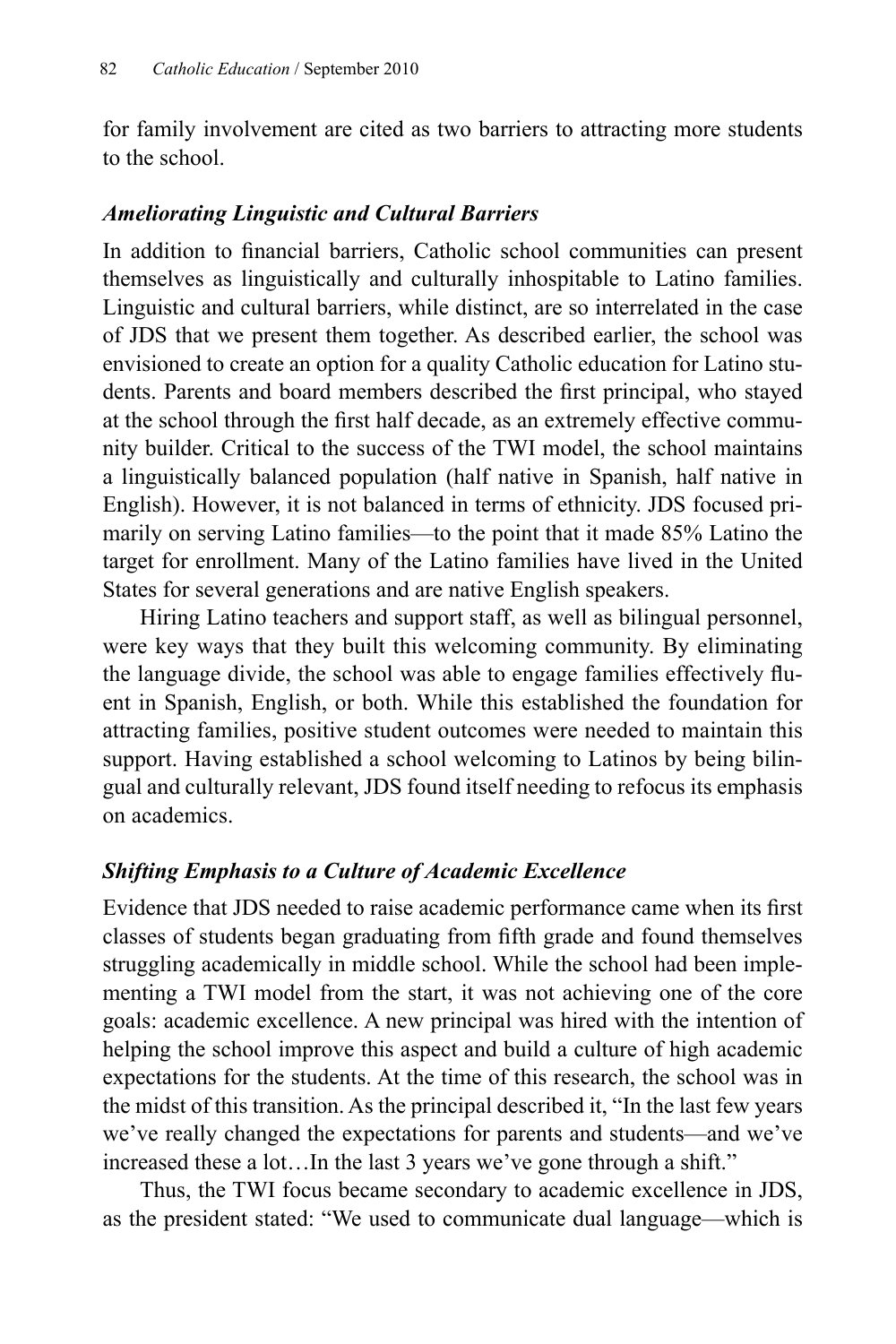for family involvement are cited as two barriers to attracting more students to the school.

### *Ameliorating Linguistic and Cultural Barriers*

In addition to financial barriers, Catholic school communities can present themselves as linguistically and culturally inhospitable to Latino families. Linguistic and cultural barriers, while distinct, are so interrelated in the case of JDS that we present them together. As described earlier, the school was envisioned to create an option for a quality Catholic education for Latino students. Parents and board members described the first principal, who stayed at the school through the first half decade, as an extremely effective community builder. Critical to the success of the TWI model, the school maintains a linguistically balanced population (half native in Spanish, half native in English). However, it is not balanced in terms of ethnicity. JDS focused primarily on serving Latino families—to the point that it made 85% Latino the target for enrollment. Many of the Latino families have lived in the United States for several generations and are native English speakers.

Hiring Latino teachers and support staff, as well as bilingual personnel, were key ways that they built this welcoming community. By eliminating the language divide, the school was able to engage families effectively fluent in Spanish, English, or both. While this established the foundation for attracting families, positive student outcomes were needed to maintain this support. Having established a school welcoming to Latinos by being bilingual and culturally relevant, JDS found itself needing to refocus its emphasis on academics.

### *Shifting Emphasis to a Culture of Academic Excellence*

Evidence that JDS needed to raise academic performance came when its first classes of students began graduating from fifth grade and found themselves struggling academically in middle school. While the school had been implementing a TWI model from the start, it was not achieving one of the core goals: academic excellence. A new principal was hired with the intention of helping the school improve this aspect and build a culture of high academic expectations for the students. At the time of this research, the school was in the midst of this transition. As the principal described it, "In the last few years we've really changed the expectations for parents and students—and we've increased these a lot…In the last 3 years we've gone through a shift."

Thus, the TWI focus became secondary to academic excellence in JDS, as the president stated: "We used to communicate dual language—which is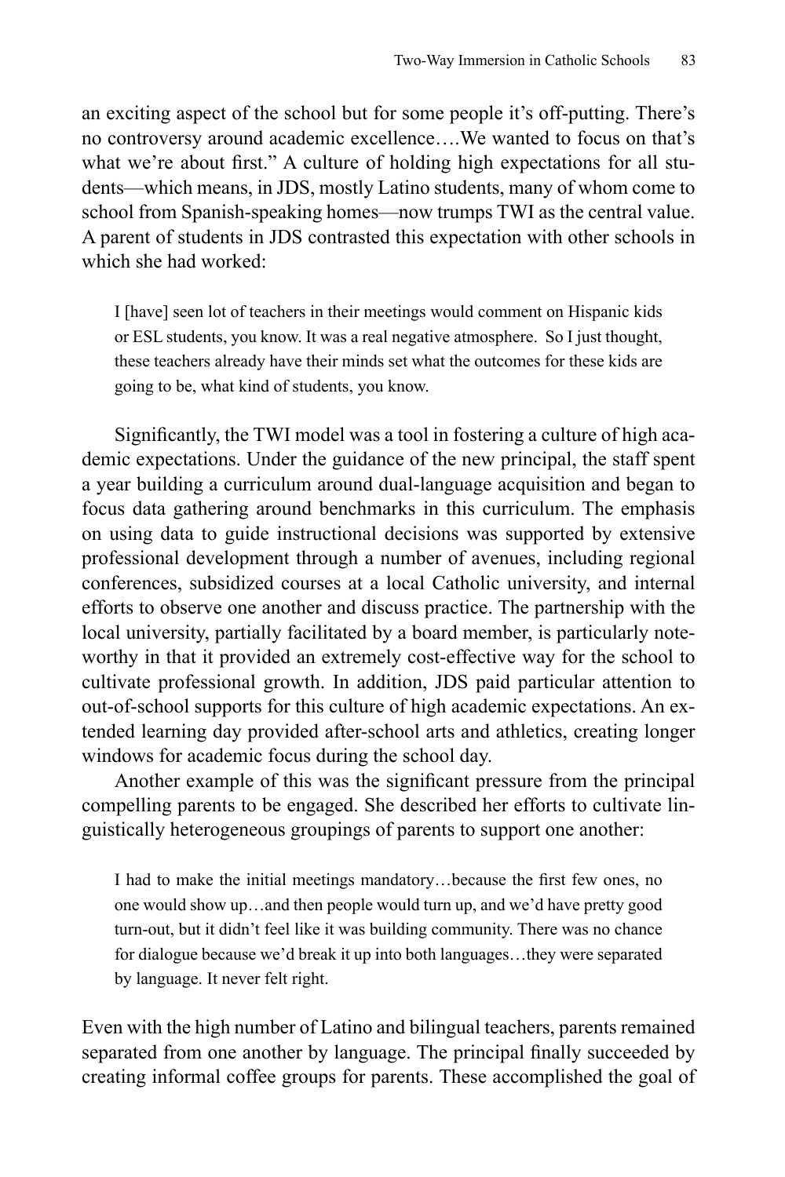an exciting aspect of the school but for some people it's off-putting. There's no controversy around academic excellence….We wanted to focus on that's what we're about first." A culture of holding high expectations for all students—which means, in JDS, mostly Latino students, many of whom come to school from Spanish-speaking homes—now trumps TWI as the central value. A parent of students in JDS contrasted this expectation with other schools in which she had worked:

> I [have] seen lot of teachers in their meetings would comment on Hispanic kids or ESL students, you know. It was a real negative atmosphere. So I just thought, these teachers already have their minds set what the outcomes for these kids are going to be, what kind of students, you know.

Significantly, the TWI model was a tool in fostering a culture of high academic expectations. Under the guidance of the new principal, the staff spent a year building a curriculum around dual-language acquisition and began to focus data gathering around benchmarks in this curriculum. The emphasis on using data to guide instructional decisions was supported by extensive professional development through a number of avenues, including regional conferences, subsidized courses at a local Catholic university, and internal efforts to observe one another and discuss practice. The partnership with the local university, partially facilitated by a board member, is particularly noteworthy in that it provided an extremely cost-effective way for the school to cultivate professional growth. In addition, JDS paid particular attention to out-of-school supports for this culture of high academic expectations. An extended learning day provided after-school arts and athletics, creating longer windows for academic focus during the school day.

Another example of this was the significant pressure from the principal compelling parents to be engaged. She described her efforts to cultivate linguistically heterogeneous groupings of parents to support one another:

> I had to make the initial meetings mandatory…because the first few ones, no one would show up…and then people would turn up, and we'd have pretty good turn-out, but it didn't feel like it was building community. There was no chance for dialogue because we'd break it up into both languages…they were separated by language. It never felt right.

Even with the high number of Latino and bilingual teachers, parents remained separated from one another by language. The principal finally succeeded by creating informal coffee groups for parents. These accomplished the goal of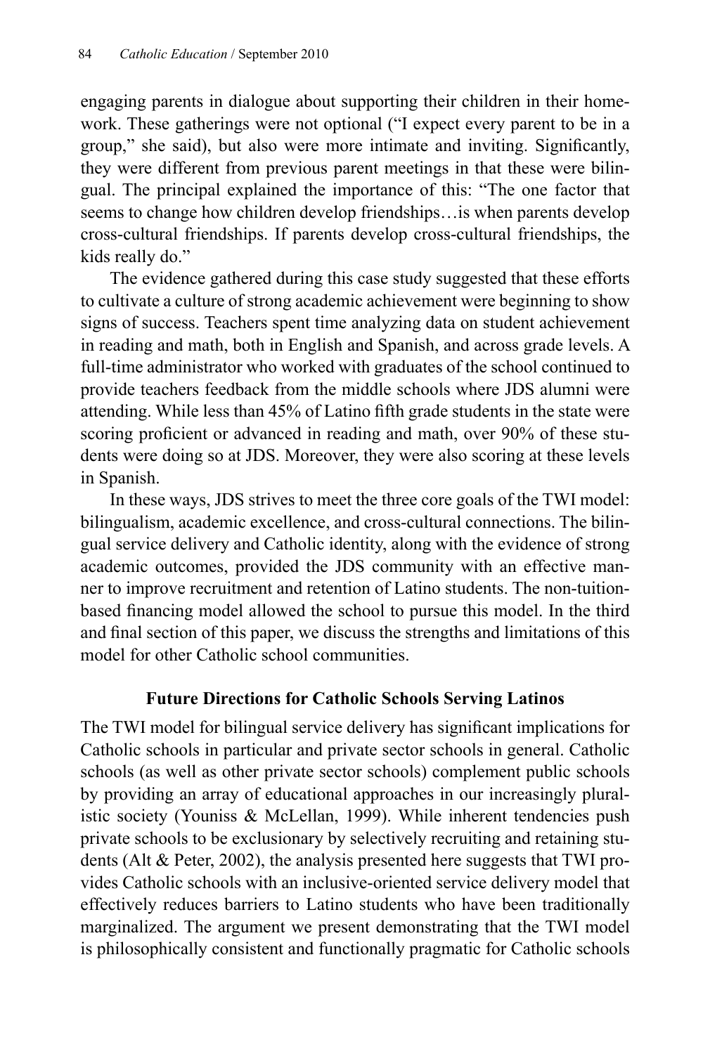engaging parents in dialogue about supporting their children in their homework. These gatherings were not optional ("I expect every parent to be in a group," she said), but also were more intimate and inviting. Significantly, they were different from previous parent meetings in that these were bilingual. The principal explained the importance of this: "The one factor that seems to change how children develop friendships…is when parents develop cross-cultural friendships. If parents develop cross-cultural friendships, the kids really do."

The evidence gathered during this case study suggested that these efforts to cultivate a culture of strong academic achievement were beginning to show signs of success. Teachers spent time analyzing data on student achievement in reading and math, both in English and Spanish, and across grade levels. A full-time administrator who worked with graduates of the school continued to provide teachers feedback from the middle schools where JDS alumni were attending. While less than 45% of Latino fifth grade students in the state were scoring proficient or advanced in reading and math, over 90% of these students were doing so at JDS. Moreover, they were also scoring at these levels in Spanish.

In these ways, JDS strives to meet the three core goals of the TWI model: bilingualism, academic excellence, and cross-cultural connections. The bilingual service delivery and Catholic identity, along with the evidence of strong academic outcomes, provided the JDS community with an effective manner to improve recruitment and retention of Latino students. The non-tuition-based financing model allowed the school to pursue this model. In the third and final section of this paper, we discuss the strengths and limitations of this model for other Catholic school communities.

## Future Directions for Catholic Schools Serving Latinos

The TWI model for bilingual service delivery has significant implications for Catholic schools in particular and private sector schools in general. Catholic schools (as well as other private sector schools) complement public schools by providing an array of educational approaches in our increasingly pluralistic society (Youniss & McLellan, 1999). While inherent tendencies push private schools to be exclusionary by selectively recruiting and retaining students (Alt & Peter, 2002), the analysis presented here suggests that TWI provides Catholic schools with an inclusive-oriented service delivery model that effectively reduces barriers to Latino students who have been traditionally marginalized. The argument we present demonstrating that the TWI model is philosophically consistent and functionally pragmatic for Catholic schools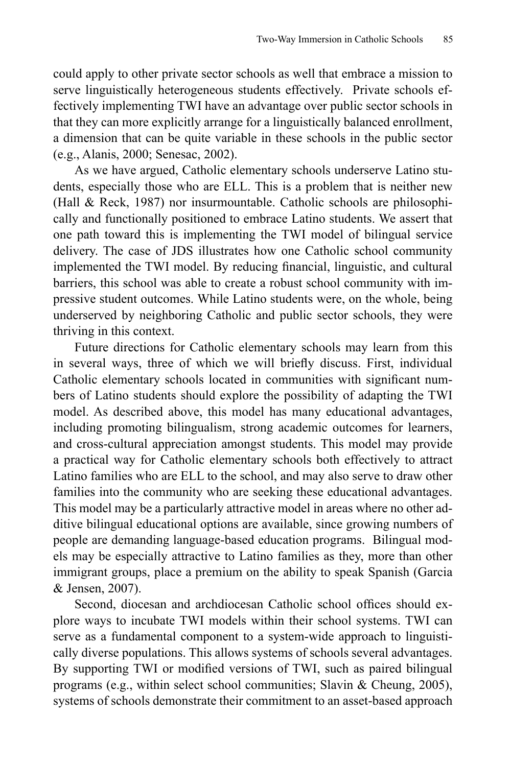could apply to other private sector schools as well that embrace a mission to serve linguistically heterogeneous students effectively. Private schools effectively implementing TWI have an advantage over public sector schools in that they can more explicitly arrange for a linguistically balanced enrollment, a dimension that can be quite variable in these schools in the public sector (e.g., Alanis, 2000; Senesac, 2002).

As we have argued, Catholic elementary schools underserve Latino students, especially those who are ELL. This is a problem that is neither new (Hall & Reck, 1987) nor insurmountable. Catholic schools are philosophically and functionally positioned to embrace Latino students. We assert that one path toward this is implementing the TWI model of bilingual service delivery. The case of JDS illustrates how one Catholic school community implemented the TWI model. By reducing financial, linguistic, and cultural barriers, this school was able to create a robust school community with impressive student outcomes. While Latino students were, on the whole, being underserved by neighboring Catholic and public sector schools, they were thriving in this context.

Future directions for Catholic elementary schools may learn from this in several ways, three of which we will briefly discuss. First, individual Catholic elementary schools located in communities with significant numbers of Latino students should explore the possibility of adapting the TWI model. As described above, this model has many educational advantages, including promoting bilingualism, strong academic outcomes for learners, and cross-cultural appreciation amongst students. This model may provide a practical way for Catholic elementary schools both effectively to attract Latino families who are ELL to the school, and may also serve to draw other families into the community who are seeking these educational advantages. This model may be a particularly attractive model in areas where no other additive bilingual educational options are available, since growing numbers of people are demanding language-based education programs. Bilingual models may be especially attractive to Latino families as they, more than other immigrant groups, place a premium on the ability to speak Spanish (Garcia & Jensen, 2007).

Second, diocesan and archdiocesan Catholic school offices should explore ways to incubate TWI models within their school systems. TWI can serve as a fundamental component to a system-wide approach to linguistically diverse populations. This allows systems of schools several advantages. By supporting TWI or modified versions of TWI, such as paired bilingual programs (e.g., within select school communities; Slavin & Cheung, 2005), systems of schools demonstrate their commitment to an asset-based approach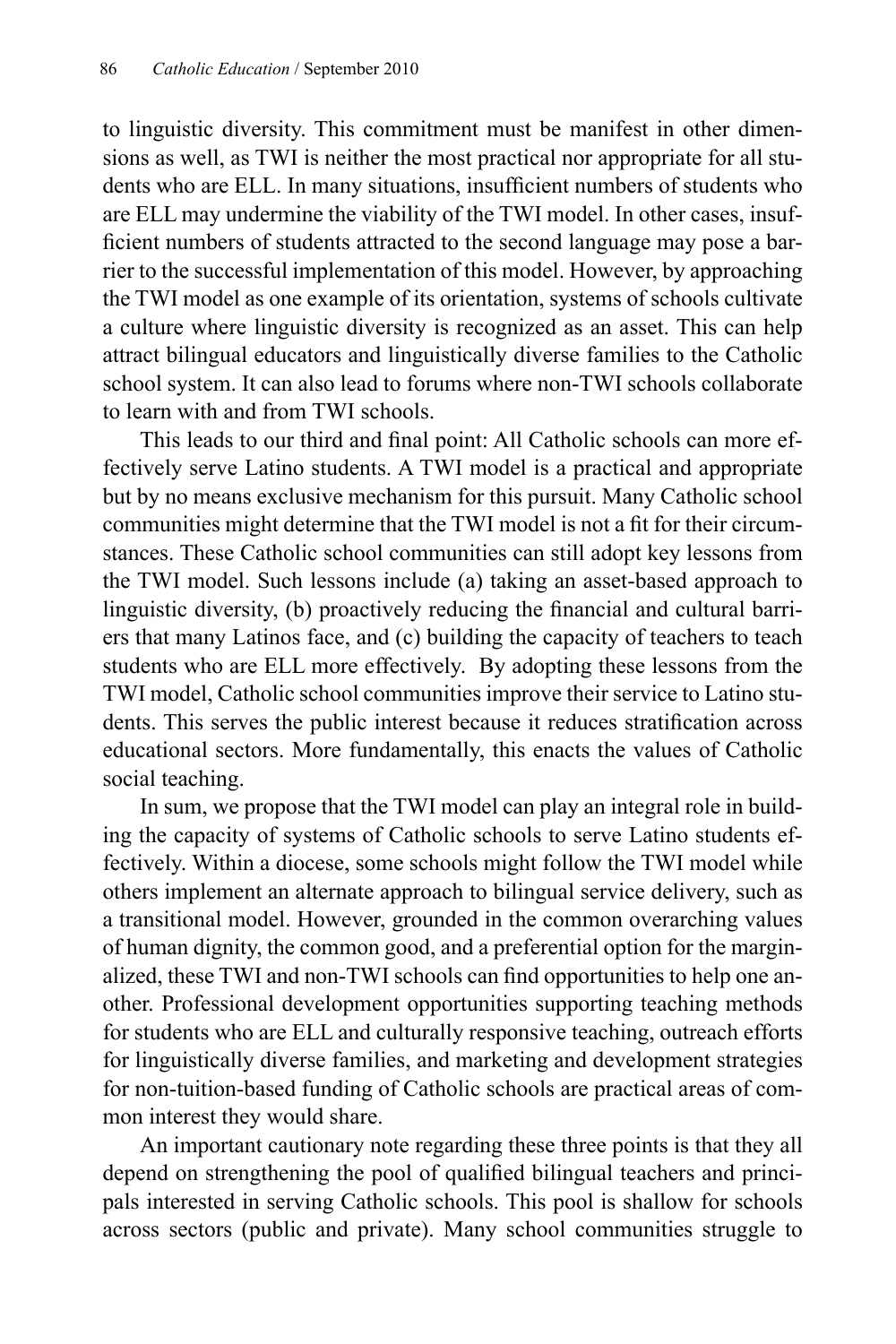to linguistic diversity. This commitment must be manifest in other dimensions as well, as TWI is neither the most practical nor appropriate for all students who are ELL. In many situations, insufficient numbers of students who are ELL may undermine the viability of the TWI model. In other cases, insufficient numbers of students attracted to the second language may pose a barrier to the successful implementation of this model. However, by approaching the TWI model as one example of its orientation, systems of schools cultivate a culture where linguistic diversity is recognized as an asset. This can help attract bilingual educators and linguistically diverse families to the Catholic school system. It can also lead to forums where non-TWI schools collaborate to learn with and from TWI schools.

This leads to our third and final point: All Catholic schools can more effectively serve Latino students. A TWI model is a practical and appropriate but by no means exclusive mechanism for this pursuit. Many Catholic school communities might determine that the TWI model is not a fit for their circumstances. These Catholic school communities can still adopt key lessons from the TWI model. Such lessons include (a) taking an asset-based approach to linguistic diversity, (b) proactively reducing the financial and cultural barriers that many Latinos face, and (c) building the capacity of teachers to teach students who are ELL more effectively. By adopting these lessons from the TWI model, Catholic school communities improve their service to Latino students. This serves the public interest because it reduces stratification across educational sectors. More fundamentally, this enacts the values of Catholic social teaching.

In sum, we propose that the TWI model can play an integral role in building the capacity of systems of Catholic schools to serve Latino students effectively. Within a diocese, some schools might follow the TWI model while others implement an alternate approach to bilingual service delivery, such as a transitional model. However, grounded in the common overarching values of human dignity, the common good, and a preferential option for the marginalized, these TWI and non-TWI schools can find opportunities to help one another. Professional development opportunities supporting teaching methods for students who are ELL and culturally responsive teaching, outreach efforts for linguistically diverse families, and marketing and development strategies for non-tuition-based funding of Catholic schools are practical areas of common interest they would share.

An important cautionary note regarding these three points is that they all depend on strengthening the pool of qualified bilingual teachers and principals interested in serving Catholic schools. This pool is shallow for schools across sectors (public and private). Many school communities struggle to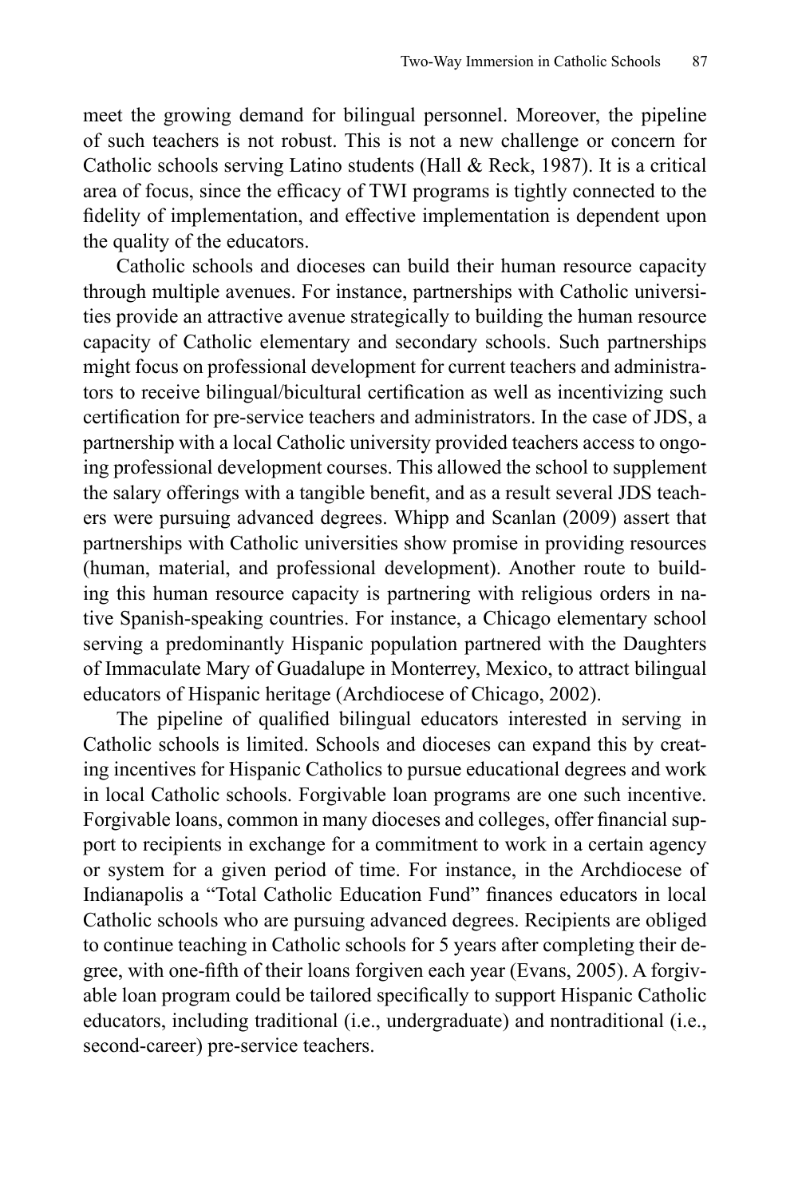meet the growing demand for bilingual personnel. Moreover, the pipeline of such teachers is not robust. This is not a new challenge or concern for Catholic schools serving Latino students (Hall & Reck, 1987). It is a critical area of focus, since the efficacy of TWI programs is tightly connected to the fidelity of implementation, and effective implementation is dependent upon the quality of the educators.

Catholic schools and dioceses can build their human resource capacity through multiple avenues. For instance, partnerships with Catholic universities provide an attractive avenue strategically to building the human resource capacity of Catholic elementary and secondary schools. Such partnerships might focus on professional development for current teachers and administrators to receive bilingual/bicultural certification as well as incentivizing such certification for pre-service teachers and administrators. In the case of JDS, a partnership with a local Catholic university provided teachers access to ongoing professional development courses. This allowed the school to supplement the salary offerings with a tangible benefit, and as a result several JDS teachers were pursuing advanced degrees. Whipp and Scanlan (2009) assert that partnerships with Catholic universities show promise in providing resources (human, material, and professional development). Another route to building this human resource capacity is partnering with religious orders in native Spanish-speaking countries. For instance, a Chicago elementary school serving a predominantly Hispanic population partnered with the Daughters of Immaculate Mary of Guadalupe in Monterrey, Mexico, to attract bilingual educators of Hispanic heritage (Archdiocese of Chicago, 2002).

The pipeline of qualified bilingual educators interested in serving in Catholic schools is limited. Schools and dioceses can expand this by creating incentives for Hispanic Catholics to pursue educational degrees and work in local Catholic schools. Forgivable loan programs are one such incentive. Forgivable loans, common in many dioceses and colleges, offer financial support to recipients in exchange for a commitment to work in a certain agency or system for a given period of time. For instance, in the Archdiocese of Indianapolis a "Total Catholic Education Fund" finances educators in local Catholic schools who are pursuing advanced degrees. Recipients are obliged to continue teaching in Catholic schools for 5 years after completing their degree, with one-fifth of their loans forgiven each year (Evans, 2005). A forgivable loan program could be tailored specifically to support Hispanic Catholic educators, including traditional (i.e., undergraduate) and nontraditional (i.e., second-career) pre-service teachers.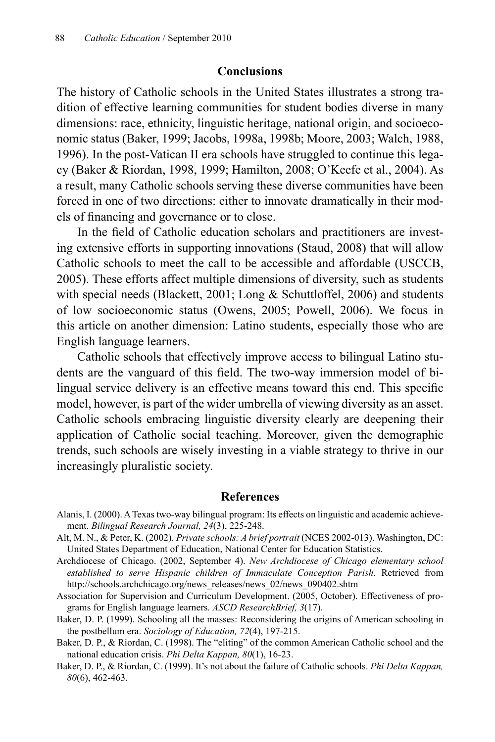## Conclusions

The history of Catholic schools in the United States illustrates a strong tradition of effective learning communities for student bodies diverse in many dimensions: race, ethnicity, linguistic heritage, national origin, and socioeconomic status (Baker, 1999; Jacobs, 1998a, 1998b; Moore, 2003; Walch, 1988, 1996). In the post-Vatican II era schools have struggled to continue this legacy (Baker & Riordan, 1998, 1999; Hamilton, 2008; O'Keefe et al., 2004). As a result, many Catholic schools serving these diverse communities have been forced in one of two directions: either to innovate dramatically in their models of financing and governance or to close.

In the field of Catholic education scholars and practitioners are investing extensive efforts in supporting innovations (Staud, 2008) that will allow Catholic schools to meet the call to be accessible and affordable (USCCB, 2005). These efforts affect multiple dimensions of diversity, such as students with special needs (Blackett, 2001; Long & Schuttloffel, 2006) and students of low socioeconomic status (Owens, 2005; Powell, 2006). We focus in this article on another dimension: Latino students, especially those who are English language learners.

Catholic schools that effectively improve access to bilingual Latino students are the vanguard of this field. The two-way immersion model of bilingual service delivery is an effective means toward this end. This specific model, however, is part of the wider umbrella of viewing diversity as an asset. Catholic schools embracing linguistic diversity clearly are deepening their application of Catholic social teaching. Moreover, given the demographic trends, such schools are wisely investing in a viable strategy to thrive in our increasingly pluralistic society.

## References

Alanis, I. (2000). A Texas two-way bilingual program: Its effects on linguistic and academic achievement. *Bilingual Research Journal, 24*(3), 225-248.

Alt, M. N., & Peter, K. (2002). *Private schools: A brief portrait* (NCES 2002-013). Washington, DC: United States Department of Education, National Center for Education Statistics.

Archdiocese of Chicago. (2002, September 4). *New Archdiocese of Chicago elementary school established to serve Hispanic children of Immaculate Conception Parish*. Retrieved from http://schools.archchicago.org/news_releases/news_02/news_090402.shtm

Association for Supervision and Curriculum Development. (2005, October). Effectiveness of programs for English language learners. *ASCD ResearchBrief, 3*(17).

Baker, D. P. (1999). Schooling all the masses: Reconsidering the origins of American schooling in the postbellum era. *Sociology of Education, 72*(4), 197-215.

Baker, D. P., & Riordan, C. (1998). The "eliting" of the common American Catholic school and the national education crisis. *Phi Delta Kappan, 80*(1), 16-23.

Baker, D. P., & Riordan, C. (1999). It's not about the failure of Catholic schools. *Phi Delta Kappan, 80*(6), 462-463.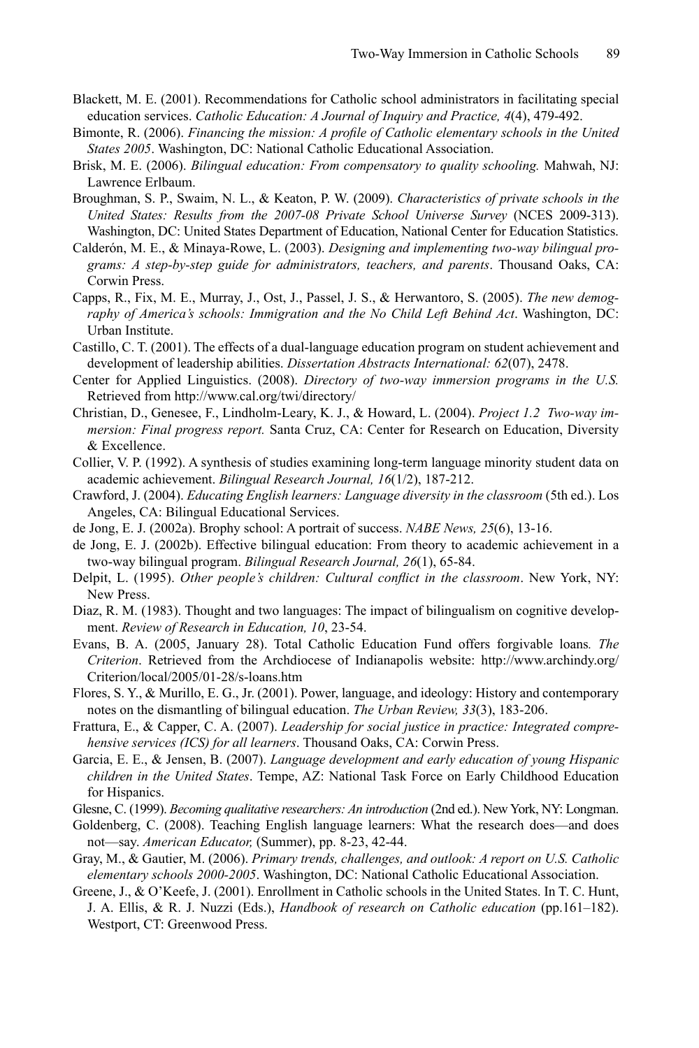Blackett, M. E. (2001). Recommendations for Catholic school administrators in facilitating special education services. *Catholic Education: A Journal of Inquiry and Practice, 4*(4), 479-492.

Bimonte, R. (2006). *Financing the mission: A profile of Catholic elementary schools in the United States 2005*. Washington, DC: National Catholic Educational Association.

Brisk, M. E. (2006). *Bilingual education: From compensatory to quality schooling.* Mahwah, NJ: Lawrence Erlbaum.

Broughman, S. P., Swaim, N. L., & Keaton, P. W. (2009). *Characteristics of private schools in the United States: Results from the 2007-08 Private School Universe Survey* (NCES 2009-313). Washington, DC: United States Department of Education, National Center for Education Statistics.

Calderón, M. E., & Minaya-Rowe, L. (2003). *Designing and implementing two-way bilingual programs: A step-by-step guide for administrators, teachers, and parents*. Thousand Oaks, CA: Corwin Press.

Capps, R., Fix, M. E., Murray, J., Ost, J., Passel, J. S., & Herwantoro, S. (2005). *The new demography of America's schools: Immigration and the No Child Left Behind Act*. Washington, DC: Urban Institute.

Castillo, C. T. (2001). The effects of a dual-language education program on student achievement and development of leadership abilities. *Dissertation Abstracts International: 62*(07), 2478.

Center for Applied Linguistics. (2008). *Directory of two-way immersion programs in the U.S.* Retrieved from http://www.cal.org/twi/directory/

Christian, D., Genesee, F., Lindholm-Leary, K. J., & Howard, L. (2004). *Project 1.2 Two-way immersion: Final progress report.* Santa Cruz, CA: Center for Research on Education, Diversity & Excellence.

Collier, V. P. (1992). A synthesis of studies examining long-term language minority student data on academic achievement. *Bilingual Research Journal, 16*(1/2), 187-212.

Crawford, J. (2004). *Educating English learners: Language diversity in the classroom* (5th ed.). Los Angeles, CA: Bilingual Educational Services.

de Jong, E. J. (2002a). Brophy school: A portrait of success. *NABE News, 25*(6), 13-16.

de Jong, E. J. (2002b). Effective bilingual education: From theory to academic achievement in a two-way bilingual program. *Bilingual Research Journal, 26*(1), 65-84.

Delpit, L. (1995). *Other people's children: Cultural conflict in the classroom*. New York, NY: New Press.

Diaz, R. M. (1983). Thought and two languages: The impact of bilingualism on cognitive development. *Review of Research in Education, 10*, 23-54.

Evans, B. A. (2005, January 28). Total Catholic Education Fund offers forgivable loans*. The Criterion*. Retrieved from the Archdiocese of Indianapolis website: http://www.archindy.org/Criterion/local/2005/01-28/s-loans.htm

Flores, S. Y., & Murillo, E. G., Jr. (2001). Power, language, and ideology: History and contemporary notes on the dismantling of bilingual education. *The Urban Review, 33*(3), 183-206.

Frattura, E., & Capper, C. A. (2007). *Leadership for social justice in practice: Integrated comprehensive services (ICS) for all learners*. Thousand Oaks, CA: Corwin Press.

Garcia, E. E., & Jensen, B. (2007). *Language development and early education of young Hispanic children in the United States*. Tempe, AZ: National Task Force on Early Childhood Education for Hispanics.

Glesne, C. (1999). *Becoming qualitative researchers: An introduction* (2nd ed.). New York, NY: Longman.

Goldenberg, C. (2008). Teaching English language learners: What the research does—and does not—say. *American Educator,* (Summer), pp. 8-23, 42-44.

Gray, M., & Gautier, M. (2006). *Primary trends, challenges, and outlook: A report on U.S. Catholic elementary schools 2000-2005*. Washington, DC: National Catholic Educational Association.

Greene, J., & O'Keefe, J. (2001). Enrollment in Catholic schools in the United States. In T. C. Hunt, J. A. Ellis, & R. J. Nuzzi (Eds.), *Handbook of research on Catholic education* (pp.161–182). Westport, CT: Greenwood Press.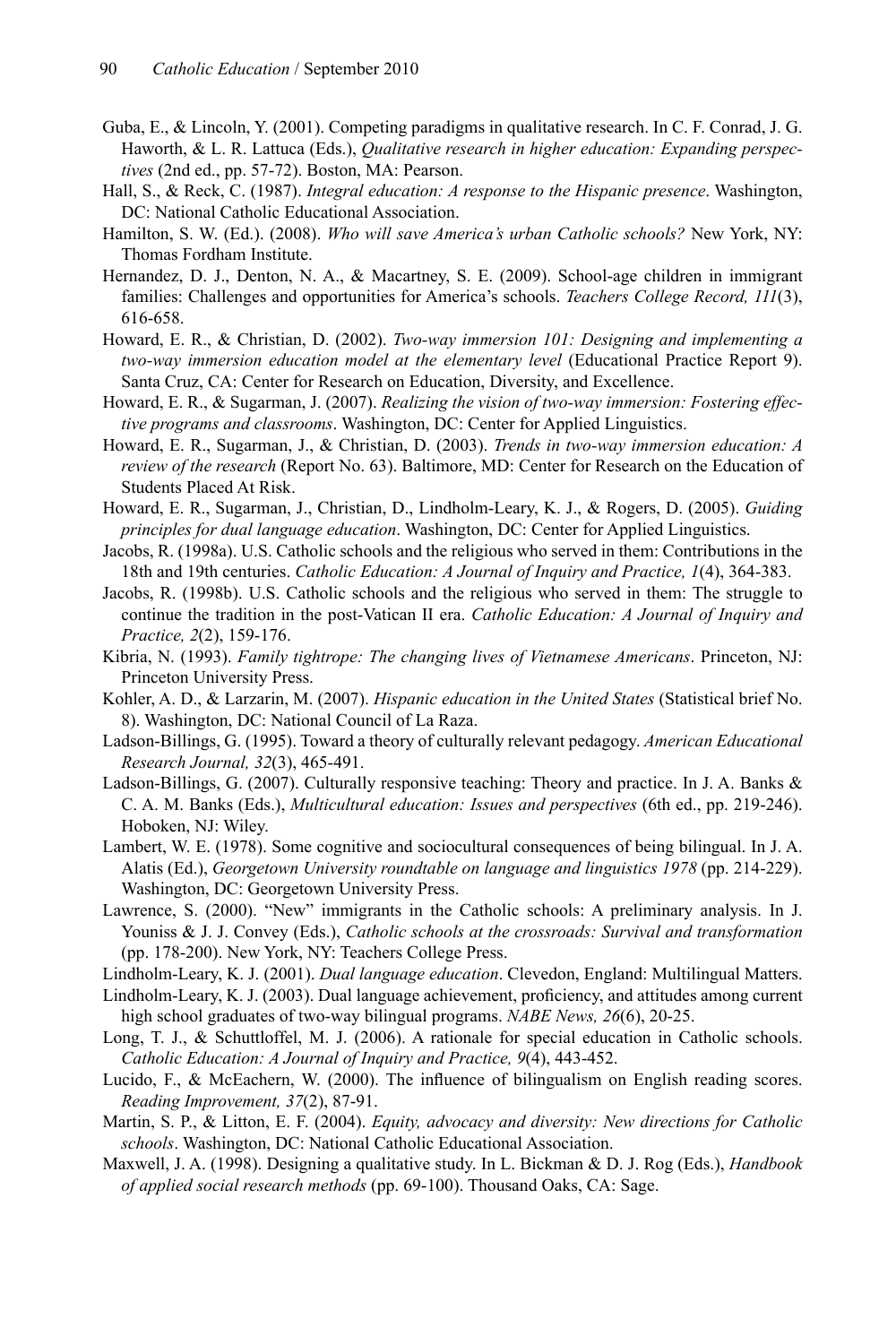Guba, E., & Lincoln, Y. (2001). Competing paradigms in qualitative research. In C. F. Conrad, J. G. Haworth, & L. R. Lattuca (Eds.), *Qualitative research in higher education: Expanding perspectives* (2nd ed., pp. 57-72). Boston, MA: Pearson.

Hall, S., & Reck, C. (1987). *Integral education: A response to the Hispanic presence*. Washington, DC: National Catholic Educational Association.

Hamilton, S. W. (Ed.). (2008). *Who will save America's urban Catholic schools?* New York, NY: Thomas Fordham Institute.

Hernandez, D. J., Denton, N. A., & Macartney, S. E. (2009). School-age children in immigrant families: Challenges and opportunities for America's schools. *Teachers College Record, 111*(3), 616-658.

Howard, E. R., & Christian, D. (2002). *Two-way immersion 101: Designing and implementing a two-way immersion education model at the elementary level* (Educational Practice Report 9). Santa Cruz, CA: Center for Research on Education, Diversity, and Excellence.

Howard, E. R., & Sugarman, J. (2007). *Realizing the vision of two-way immersion: Fostering effective programs and classrooms*. Washington, DC: Center for Applied Linguistics.

Howard, E. R., Sugarman, J., & Christian, D. (2003). *Trends in two-way immersion education: A review of the research* (Report No. 63). Baltimore, MD: Center for Research on the Education of Students Placed At Risk.

Howard, E. R., Sugarman, J., Christian, D., Lindholm-Leary, K. J., & Rogers, D. (2005). *Guiding principles for dual language education*. Washington, DC: Center for Applied Linguistics.

Jacobs, R. (1998a). U.S. Catholic schools and the religious who served in them: Contributions in the 18th and 19th centuries. *Catholic Education: A Journal of Inquiry and Practice, 1*(4), 364-383.

Jacobs, R. (1998b). U.S. Catholic schools and the religious who served in them: The struggle to continue the tradition in the post-Vatican II era. *Catholic Education: A Journal of Inquiry and Practice, 2*(2), 159-176.

Kibria, N. (1993). *Family tightrope: The changing lives of Vietnamese Americans*. Princeton, NJ: Princeton University Press.

Kohler, A. D., & Larzarin, M. (2007). *Hispanic education in the United States* (Statistical brief No. 8). Washington, DC: National Council of La Raza.

Ladson-Billings, G. (1995). Toward a theory of culturally relevant pedagogy. *American Educational Research Journal, 32*(3), 465-491.

Ladson-Billings, G. (2007). Culturally responsive teaching: Theory and practice. In J. A. Banks & C. A. M. Banks (Eds.), *Multicultural education: Issues and perspectives* (6th ed., pp. 219-246). Hoboken, NJ: Wiley.

Lambert, W. E. (1978). Some cognitive and sociocultural consequences of being bilingual. In J. A. Alatis (Ed.), *Georgetown University roundtable on language and linguistics 1978* (pp. 214-229). Washington, DC: Georgetown University Press.

Lawrence, S. (2000). "New" immigrants in the Catholic schools: A preliminary analysis. In J. Youniss & J. J. Convey (Eds.), *Catholic schools at the crossroads: Survival and transformation* (pp. 178-200). New York, NY: Teachers College Press.

Lindholm-Leary, K. J. (2001). *Dual language education*. Clevedon, England: Multilingual Matters.

Lindholm-Leary, K. J. (2003). Dual language achievement, proficiency, and attitudes among current high school graduates of two-way bilingual programs. *NABE News, 26*(6), 20-25.

Long, T. J., & Schuttloffel, M. J. (2006). A rationale for special education in Catholic schools. *Catholic Education: A Journal of Inquiry and Practice, 9*(4), 443-452.

Lucido, F., & McEachern, W. (2000). The influence of bilingualism on English reading scores. *Reading Improvement, 37*(2), 87-91.

Martin, S. P., & Litton, E. F. (2004). *Equity, advocacy and diversity: New directions for Catholic schools*. Washington, DC: National Catholic Educational Association.

Maxwell, J. A. (1998). Designing a qualitative study. In L. Bickman & D. J. Rog (Eds.), *Handbook of applied social research methods* (pp. 69-100). Thousand Oaks, CA: Sage.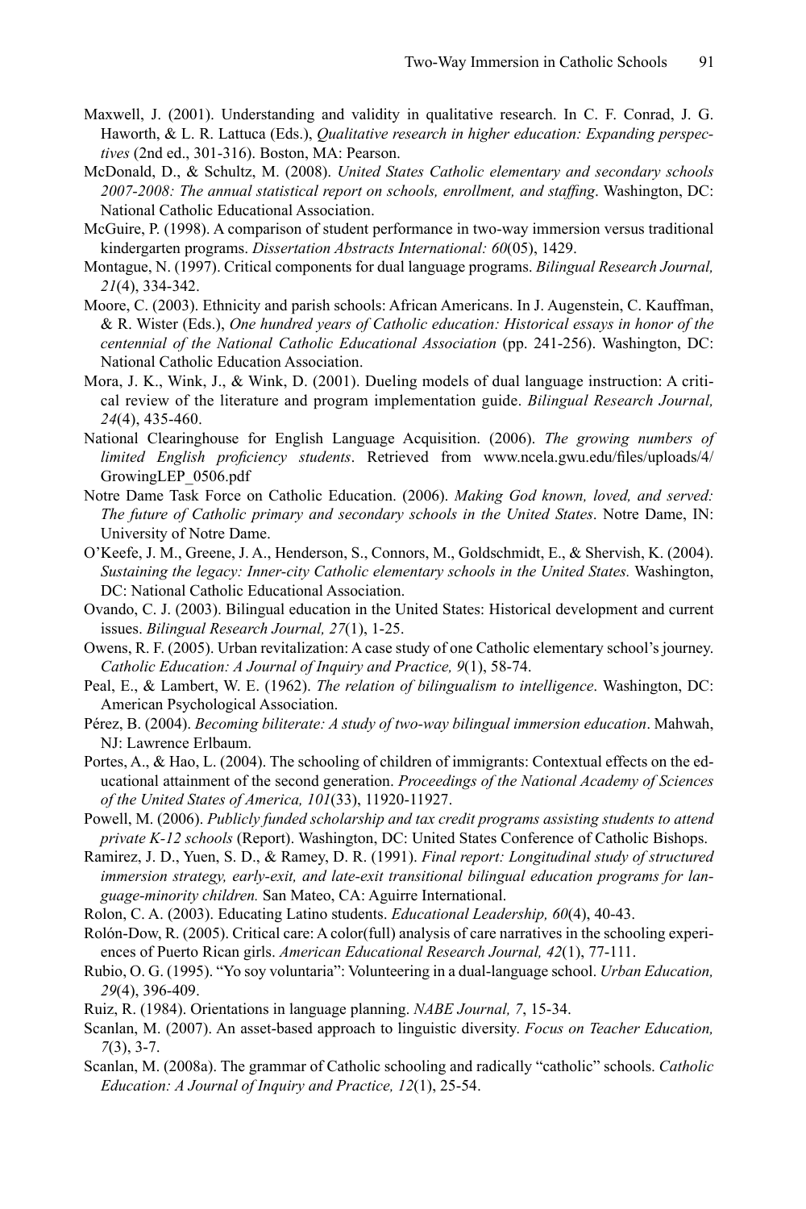Maxwell, J. (2001). Understanding and validity in qualitative research. In C. F. Conrad, J. G. Haworth, & L. R. Lattuca (Eds.), *Qualitative research in higher education: Expanding perspectives* (2nd ed., 301-316). Boston, MA: Pearson.

McDonald, D., & Schultz, M. (2008). *United States Catholic elementary and secondary schools 2007-2008: The annual statistical report on schools, enrollment, and staffing*. Washington, DC: National Catholic Educational Association.

McGuire, P. (1998). A comparison of student performance in two-way immersion versus traditional kindergarten programs. *Dissertation Abstracts International: 60*(05), 1429.

Montague, N. (1997). Critical components for dual language programs. *Bilingual Research Journal, 21*(4), 334-342.

Moore, C. (2003). Ethnicity and parish schools: African Americans. In J. Augenstein, C. Kauffman, & R. Wister (Eds.), *One hundred years of Catholic education: Historical essays in honor of the centennial of the National Catholic Educational Association* (pp. 241-256). Washington, DC: National Catholic Education Association.

Mora, J. K., Wink, J., & Wink, D. (2001). Dueling models of dual language instruction: A critical review of the literature and program implementation guide. *Bilingual Research Journal, 24*(4), 435-460.

National Clearinghouse for English Language Acquisition. (2006). *The growing numbers of limited English proficiency students*. Retrieved from www.ncela.gwu.edu/files/uploads/4/GrowingLEP_0506.pdf

Notre Dame Task Force on Catholic Education. (2006). *Making God known, loved, and served: The future of Catholic primary and secondary schools in the United States*. Notre Dame, IN: University of Notre Dame.

O'Keefe, J. M., Greene, J. A., Henderson, S., Connors, M., Goldschmidt, E., & Shervish, K. (2004). *Sustaining the legacy: Inner-city Catholic elementary schools in the United States.* Washington, DC: National Catholic Educational Association.

Ovando, C. J. (2003). Bilingual education in the United States: Historical development and current issues. *Bilingual Research Journal, 27*(1), 1-25.

Owens, R. F. (2005). Urban revitalization: A case study of one Catholic elementary school's journey. *Catholic Education: A Journal of Inquiry and Practice, 9*(1), 58-74.

Peal, E., & Lambert, W. E. (1962). *The relation of bilingualism to intelligence*. Washington, DC: American Psychological Association.

Pérez, B. (2004). *Becoming biliterate: A study of two-way bilingual immersion education*. Mahwah, NJ: Lawrence Erlbaum.

Portes, A., & Hao, L. (2004). The schooling of children of immigrants: Contextual effects on the educational attainment of the second generation. *Proceedings of the National Academy of Sciences of the United States of America, 101*(33), 11920-11927.

Powell, M. (2006). *Publicly funded scholarship and tax credit programs assisting students to attend private K-12 schools* (Report). Washington, DC: United States Conference of Catholic Bishops.

Ramirez, J. D., Yuen, S. D., & Ramey, D. R. (1991). *Final report: Longitudinal study of structured immersion strategy, early-exit, and late-exit transitional bilingual education programs for language-minority children.* San Mateo, CA: Aguirre International.

Rolon, C. A. (2003). Educating Latino students. *Educational Leadership, 60*(4), 40-43.

Rolón-Dow, R. (2005). Critical care: A color(full) analysis of care narratives in the schooling experiences of Puerto Rican girls. *American Educational Research Journal, 42*(1), 77-111.

Rubio, O. G. (1995). "Yo soy voluntaria": Volunteering in a dual-language school. *Urban Education, 29*(4), 396-409.

Ruiz, R. (1984). Orientations in language planning. *NABE Journal, 7*, 15-34.

Scanlan, M. (2007). An asset-based approach to linguistic diversity. *Focus on Teacher Education, 7*(3), 3-7.

Scanlan, M. (2008a). The grammar of Catholic schooling and radically "catholic" schools. *Catholic Education: A Journal of Inquiry and Practice, 12*(1), 25-54.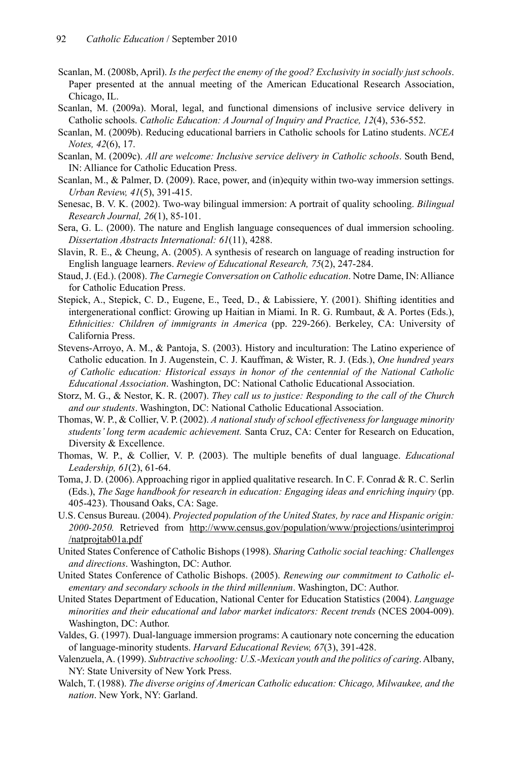Scanlan, M. (2008b, April). *Is the perfect the enemy of the good? Exclusivity in socially just schools*. Paper presented at the annual meeting of the American Educational Research Association, Chicago, IL.

Scanlan, M. (2009a). Moral, legal, and functional dimensions of inclusive service delivery in Catholic schools. *Catholic Education: A Journal of Inquiry and Practice, 12*(4), 536-552.

Scanlan, M. (2009b). Reducing educational barriers in Catholic schools for Latino students. *NCEA Notes, 42*(6), 17.

Scanlan, M. (2009c). *All are welcome: Inclusive service delivery in Catholic schools*. South Bend, IN: Alliance for Catholic Education Press.

Scanlan, M., & Palmer, D. (2009). Race, power, and (in)equity within two-way immersion settings. *Urban Review, 41*(5), 391-415.

Senesac, B. V. K. (2002). Two-way bilingual immersion: A portrait of quality schooling. *Bilingual Research Journal, 26*(1), 85-101.

Sera, G. L. (2000). The nature and English language consequences of dual immersion schooling. *Dissertation Abstracts International: 61*(11), 4288.

Slavin, R. E., & Cheung, A. (2005). A synthesis of research on language of reading instruction for English language learners. *Review of Educational Research, 75*(2), 247-284.

Staud, J. (Ed.). (2008). *The Carnegie Conversation on Catholic education*. Notre Dame, IN: Alliance for Catholic Education Press.

Stepick, A., Stepick, C. D., Eugene, E., Teed, D., & Labissiere, Y. (2001). Shifting identities and intergenerational conflict: Growing up Haitian in Miami. In R. G. Rumbaut, & A. Portes (Eds.), *Ethnicities: Children of immigrants in America* (pp. 229-266). Berkeley, CA: University of California Press.

Stevens-Arroyo, A. M., & Pantoja, S. (2003). History and inculturation: The Latino experience of Catholic education. In J. Augenstein, C. J. Kauffman, & Wister, R. J. (Eds.), *One hundred years of Catholic education: Historical essays in honor of the centennial of the National Catholic Educational Association*. Washington, DC: National Catholic Educational Association.

Storz, M. G., & Nestor, K. R. (2007). *They call us to justice: Responding to the call of the Church and our students*. Washington, DC: National Catholic Educational Association.

Thomas, W. P., & Collier, V. P. (2002). *A national study of school effectiveness for language minority students' long term academic achievement.* Santa Cruz, CA: Center for Research on Education, Diversity & Excellence.

Thomas, W. P., & Collier, V. P. (2003). The multiple benefits of dual language. *Educational Leadership, 61*(2), 61-64.

Toma, J. D. (2006). Approaching rigor in applied qualitative research. In C. F. Conrad & R. C. Serlin (Eds.), *The Sage handbook for research in education: Engaging ideas and enriching inquiry* (pp. 405-423). Thousand Oaks, CA: Sage.

U.S. Census Bureau. (2004). *Projected population of the United States, by race and Hispanic origin: 2000-2050.* Retrieved from http://www.census.gov/population/www/projections/usinterimproj/natprojtab01a.pdf

United States Conference of Catholic Bishops (1998). *Sharing Catholic social teaching: Challenges and directions*. Washington, DC: Author.

United States Conference of Catholic Bishops. (2005). *Renewing our commitment to Catholic elementary and secondary schools in the third millennium*. Washington, DC: Author.

United States Department of Education, National Center for Education Statistics (2004). *Language minorities and their educational and labor market indicators: Recent trends* (NCES 2004-009). Washington, DC: Author.

Valdes, G. (1997). Dual-language immersion programs: A cautionary note concerning the education of language-minority students. *Harvard Educational Review, 67*(3), 391-428.

Valenzuela, A. (1999). *Subtractive schooling: U.S.-Mexican youth and the politics of caring*. Albany, NY: State University of New York Press.

Walch, T. (1988). *The diverse origins of American Catholic education: Chicago, Milwaukee, and the nation*. New York, NY: Garland.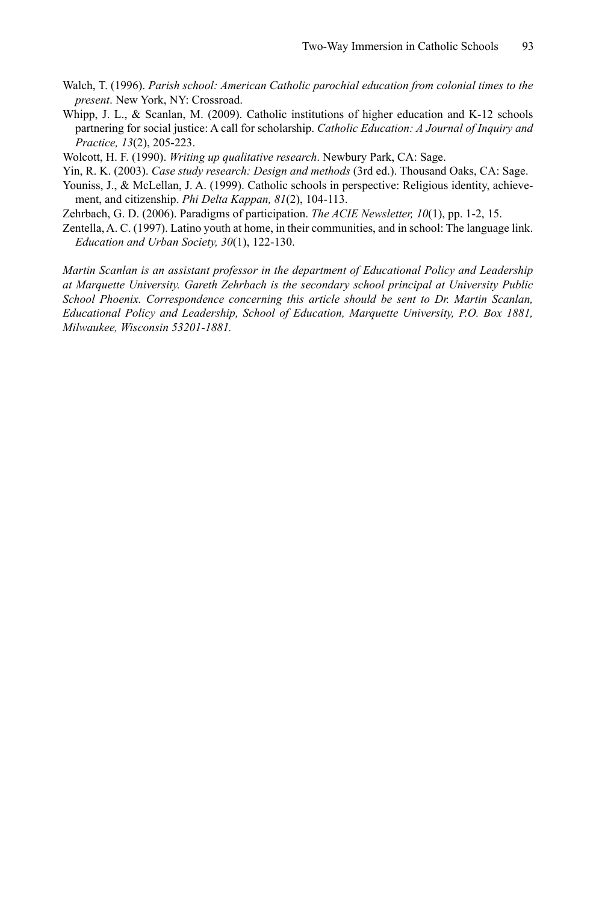Walch, T. (1996). *Parish school: American Catholic parochial education from colonial times to the present*. New York, NY: Crossroad.

Whipp, J. L., & Scanlan, M. (2009). Catholic institutions of higher education and K-12 schools partnering for social justice: A call for scholarship. *Catholic Education: A Journal of Inquiry and Practice, 13*(2), 205-223.

Wolcott, H. F. (1990). *Writing up qualitative research*. Newbury Park, CA: Sage.

Yin, R. K. (2003). *Case study research: Design and methods* (3rd ed.). Thousand Oaks, CA: Sage.

Youniss, J., & McLellan, J. A. (1999). Catholic schools in perspective: Religious identity, achievement, and citizenship. *Phi Delta Kappan, 81*(2), 104-113.

Zehrbach, G. D. (2006). Paradigms of participation. *The ACIE Newsletter, 10*(1), pp. 1-2, 15.

Zentella, A. C. (1997). Latino youth at home, in their communities, and in school: The language link. *Education and Urban Society, 30*(1), 122-130.

*Martin Scanlan is an assistant professor in the department of Educational Policy and Leadership at Marquette University. Gareth Zehrbach is the secondary school principal at University Public School Phoenix. Correspondence concerning this article should be sent to Dr. Martin Scanlan, Educational Policy and Leadership, School of Education, Marquette University, P.O. Box 1881, Milwaukee, Wisconsin 53201-1881.*